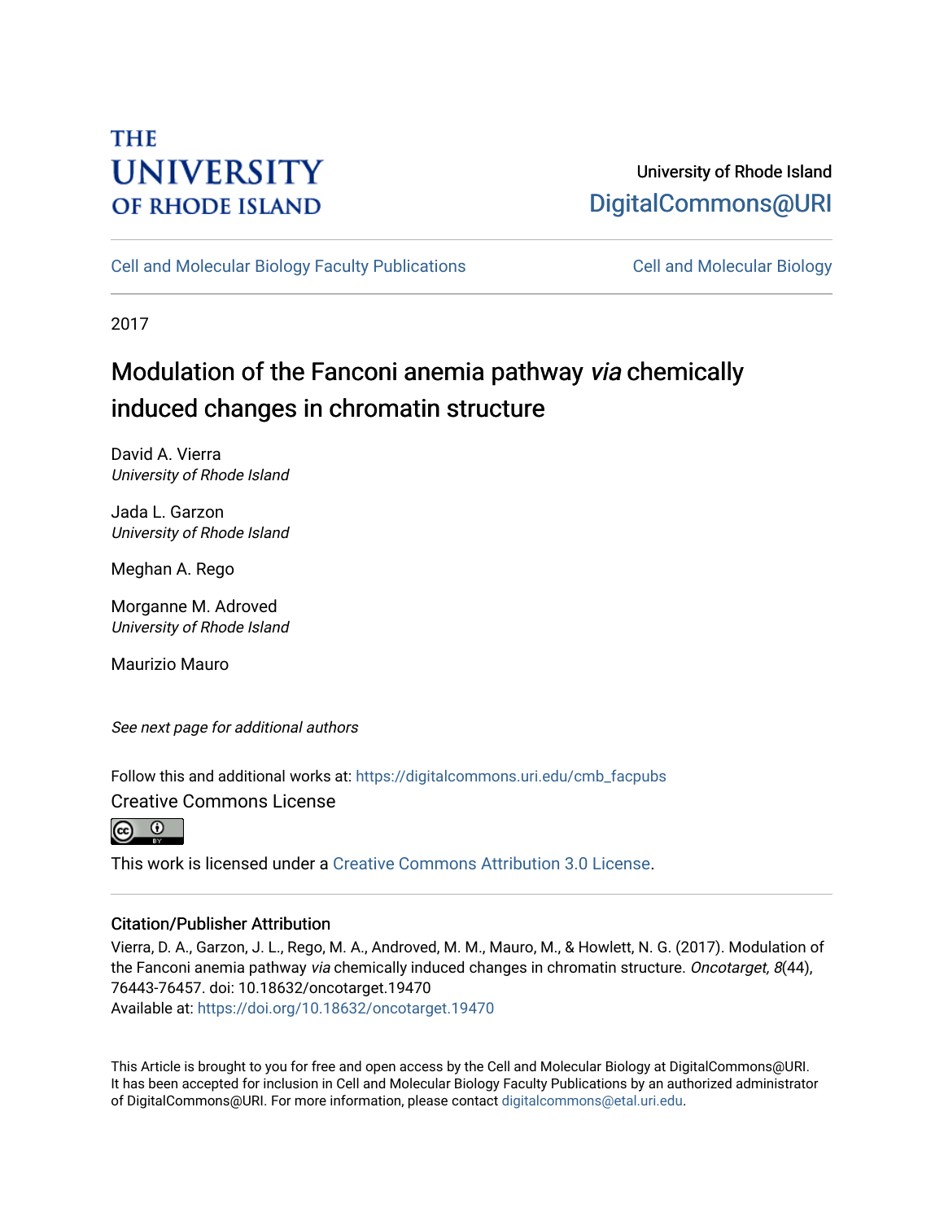THE UNIVERSITY OF RHODE ISLAND

University of Rhode Island
DigitalCommons@URI

Cell and Molecular Biology Faculty Publications | Cell and Molecular Biology

2017

# Modulation of the Fanconi anemia pathway *via* chemically induced changes in chromatin structure

David A. Vierra
*University of Rhode Island*

Jada L. Garzon
*University of Rhode Island*

Meghan A. Rego

Morganne M. Adroved
*University of Rhode Island*

Maurizio Mauro

*See next page for additional authors*

Follow this and additional works at: https://digitalcommons.uri.edu/cmb_facpubs

Creative Commons License

This work is licensed under a Creative Commons Attribution 3.0 License.

## Citation/Publisher Attribution

Vierra, D. A., Garzon, J. L., Rego, M. A., Androved, M. M., Mauro, M., & Howlett, N. G. (2017). Modulation of the Fanconi anemia pathway *via* chemically induced changes in chromatin structure. *Oncotarget, 8*(44), 76443-76457. doi: 10.18632/oncotarget.19470
Available at: https://doi.org/10.18632/oncotarget.19470

This Article is brought to you for free and open access by the Cell and Molecular Biology at DigitalCommons@URI. It has been accepted for inclusion in Cell and Molecular Biology Faculty Publications by an authorized administrator of DigitalCommons@URI. For more information, please contact digitalcommons@etal.uri.edu.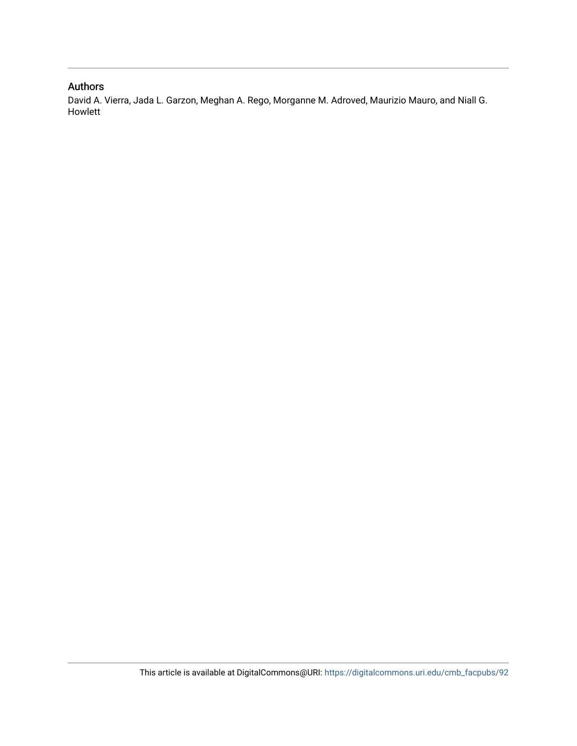## Authors

David A. Vierra, Jada L. Garzon, Meghan A. Rego, Morganne M. Adroved, Maurizio Mauro, and Niall G. Howlett

This article is available at DigitalCommons@URI: https://digitalcommons.uri.edu/cmb_facpubs/92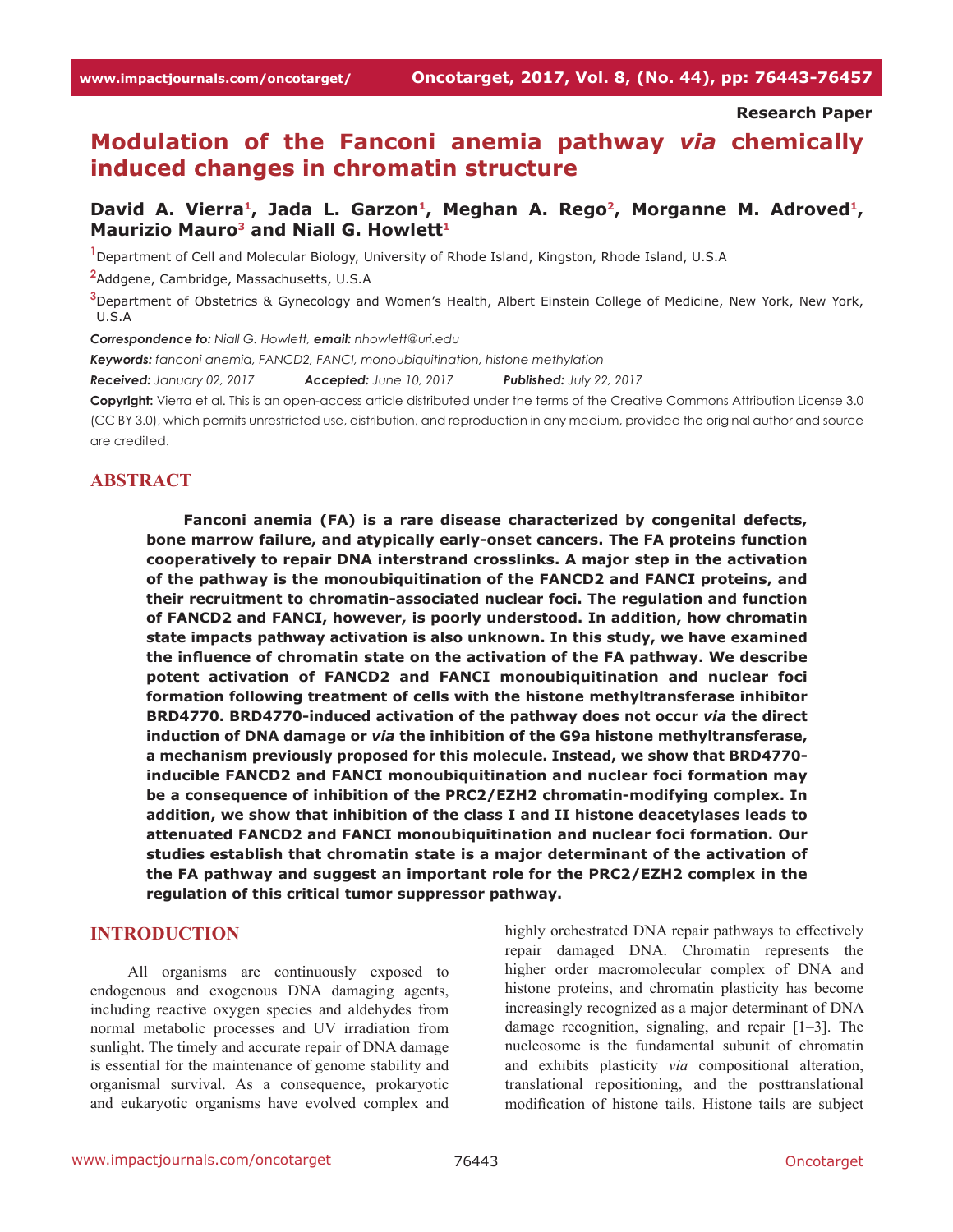Research Paper

# Modulation of the Fanconi anemia pathway *via* chemically induced changes in chromatin structure

**David A. Vierra[1], Jada L. Garzon[1], Meghan A. Rego[2], Morganne M. Adroved[1], Maurizio Mauro[3] and Niall G. Howlett[1]**

[1]Department of Cell and Molecular Biology, University of Rhode Island, Kingston, Rhode Island, U.S.A

[2]Addgene, Cambridge, Massachusetts, U.S.A

[3]Department of Obstetrics & Gynecology and Women's Health, Albert Einstein College of Medicine, New York, New York, U.S.A

***Correspondence to:*** *Niall G. Howlett,* ***email:*** *nhowlett@uri.edu*

***Keywords:*** *fanconi anemia, FANCD2, FANCI, monoubiquitination, histone methylation*

***Received:*** *January 02, 2017* ***Accepted:*** *June 10, 2017* ***Published:*** *July 22, 2017*

**Copyright:** Vierra et al. This is an open-access article distributed under the terms of the Creative Commons Attribution License 3.0 (CC BY 3.0), which permits unrestricted use, distribution, and reproduction in any medium, provided the original author and source are credited.

## ABSTRACT

**Fanconi anemia (FA) is a rare disease characterized by congenital defects, bone marrow failure, and atypically early-onset cancers. The FA proteins function cooperatively to repair DNA interstrand crosslinks. A major step in the activation of the pathway is the monoubiquitination of the FANCD2 and FANCI proteins, and their recruitment to chromatin-associated nuclear foci. The regulation and function of FANCD2 and FANCI, however, is poorly understood. In addition, how chromatin state impacts pathway activation is also unknown. In this study, we have examined the influence of chromatin state on the activation of the FA pathway. We describe potent activation of FANCD2 and FANCI monoubiquitination and nuclear foci formation following treatment of cells with the histone methyltransferase inhibitor BRD4770. BRD4770-induced activation of the pathway does not occur *via* the direct induction of DNA damage or *via* the inhibition of the G9a histone methyltransferase, a mechanism previously proposed for this molecule. Instead, we show that BRD4770-inducible FANCD2 and FANCI monoubiquitination and nuclear foci formation may be a consequence of inhibition of the PRC2/EZH2 chromatin-modifying complex. In addition, we show that inhibition of the class I and II histone deacetylases leads to attenuated FANCD2 and FANCI monoubiquitination and nuclear foci formation. Our studies establish that chromatin state is a major determinant of the activation of the FA pathway and suggest an important role for the PRC2/EZH2 complex in the regulation of this critical tumor suppressor pathway.**

## INTRODUCTION

All organisms are continuously exposed to endogenous and exogenous DNA damaging agents, including reactive oxygen species and aldehydes from normal metabolic processes and UV irradiation from sunlight. The timely and accurate repair of DNA damage is essential for the maintenance of genome stability and organismal survival. As a consequence, prokaryotic and eukaryotic organisms have evolved complex and highly orchestrated DNA repair pathways to effectively repair damaged DNA. Chromatin represents the higher order macromolecular complex of DNA and histone proteins, and chromatin plasticity has become increasingly recognized as a major determinant of DNA damage recognition, signaling, and repair [1–3]. The nucleosome is the fundamental subunit of chromatin and exhibits plasticity *via* compositional alteration, translational repositioning, and the posttranslational modification of histone tails. Histone tails are subject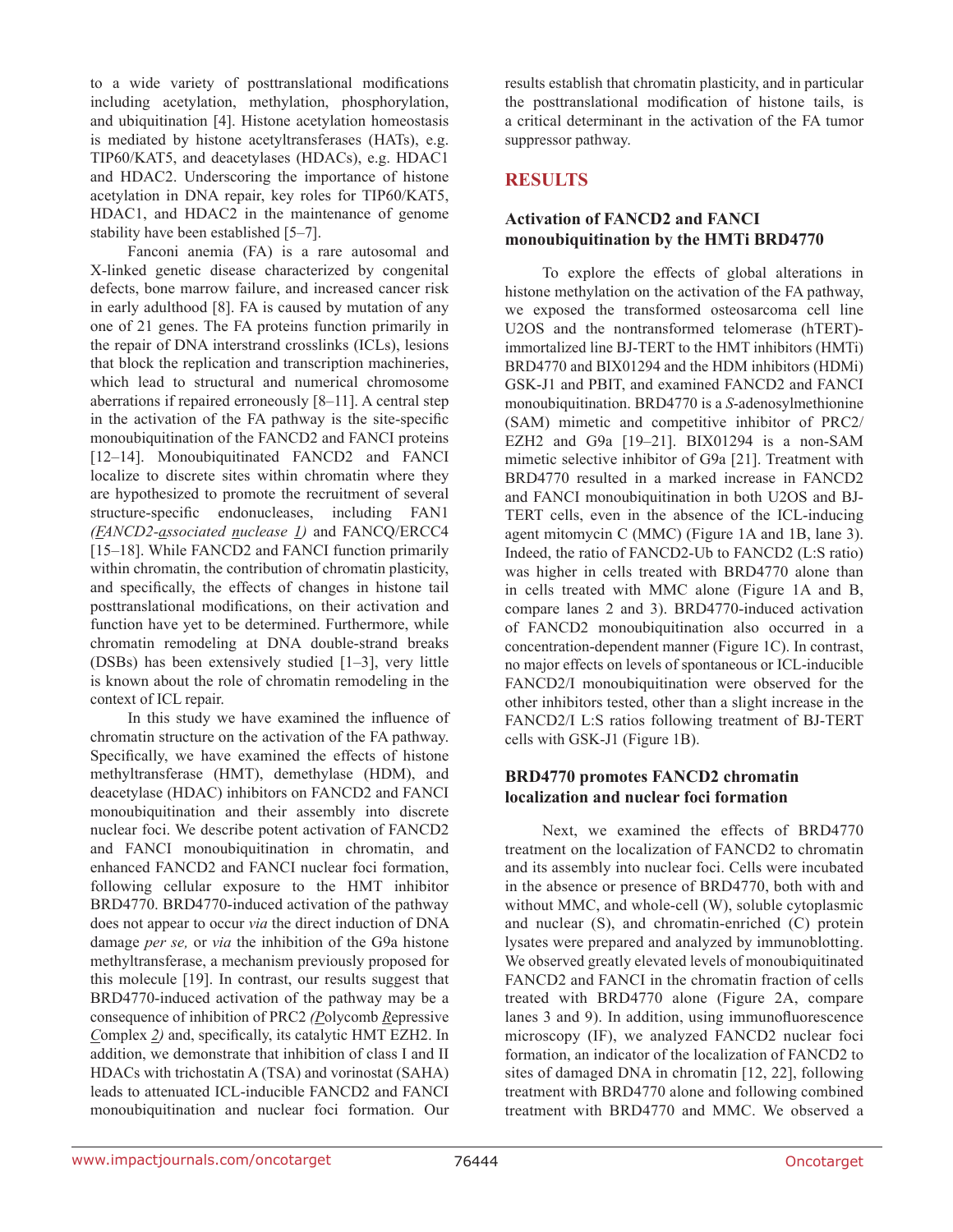to a wide variety of posttranslational modifications including acetylation, methylation, phosphorylation, and ubiquitination [4]. Histone acetylation homeostasis is mediated by histone acetyltransferases (HATs), e.g. TIP60/KAT5, and deacetylases (HDACs), e.g. HDAC1 and HDAC2. Underscoring the importance of histone acetylation in DNA repair, key roles for TIP60/KAT5, HDAC1, and HDAC2 in the maintenance of genome stability have been established [5–7].

Fanconi anemia (FA) is a rare autosomal and X-linked genetic disease characterized by congenital defects, bone marrow failure, and increased cancer risk in early adulthood [8]. FA is caused by mutation of any one of 21 genes. The FA proteins function primarily in the repair of DNA interstrand crosslinks (ICLs), lesions that block the replication and transcription machineries, which lead to structural and numerical chromosome aberrations if repaired erroneously [8–11]. A central step in the activation of the FA pathway is the site-specific monoubiquitination of the FANCD2 and FANCI proteins [12–14]. Monoubiquitinated FANCD2 and FANCI localize to discrete sites within chromatin where they are hypothesized to promote the recruitment of several structure-specific endonucleases, including FAN1 *(FANCD2-associated nuclease 1)* and FANCQ/ERCC4 [15–18]. While FANCD2 and FANCI function primarily within chromatin, the contribution of chromatin plasticity, and specifically, the effects of changes in histone tail posttranslational modifications, on their activation and function have yet to be determined. Furthermore, while chromatin remodeling at DNA double-strand breaks (DSBs) has been extensively studied [1–3], very little is known about the role of chromatin remodeling in the context of ICL repair.

In this study we have examined the influence of chromatin structure on the activation of the FA pathway. Specifically, we have examined the effects of histone methyltransferase (HMT), demethylase (HDM), and deacetylase (HDAC) inhibitors on FANCD2 and FANCI monoubiquitination and their assembly into discrete nuclear foci. We describe potent activation of FANCD2 and FANCI monoubiquitination in chromatin, and enhanced FANCD2 and FANCI nuclear foci formation, following cellular exposure to the HMT inhibitor BRD4770. BRD4770-induced activation of the pathway does not appear to occur *via* the direct induction of DNA damage *per se,* or *via* the inhibition of the G9a histone methyltransferase, a mechanism previously proposed for this molecule [19]. In contrast, our results suggest that BRD4770-induced activation of the pathway may be a consequence of inhibition of PRC2 *(Polycomb Repressive Complex 2)* and, specifically, its catalytic HMT EZH2. In addition, we demonstrate that inhibition of class I and II HDACs with trichostatin A (TSA) and vorinostat (SAHA) leads to attenuated ICL-inducible FANCD2 and FANCI monoubiquitination and nuclear foci formation. Our results establish that chromatin plasticity, and in particular the posttranslational modification of histone tails, is a critical determinant in the activation of the FA tumor suppressor pathway.

## RESULTS

### Activation of FANCD2 and FANCI monoubiquitination by the HMTi BRD4770

To explore the effects of global alterations in histone methylation on the activation of the FA pathway, we exposed the transformed osteosarcoma cell line U2OS and the nontransformed telomerase (hTERT)-immortalized line BJ-TERT to the HMT inhibitors (HMTi) BRD4770 and BIX01294 and the HDM inhibitors (HDMi) GSK-J1 and PBIT, and examined FANCD2 and FANCI monoubiquitination. BRD4770 is a *S*-adenosylmethionine (SAM) mimetic and competitive inhibitor of PRC2/EZH2 and G9a [19–21]. BIX01294 is a non-SAM mimetic selective inhibitor of G9a [21]. Treatment with BRD4770 resulted in a marked increase in FANCD2 and FANCI monoubiquitination in both U2OS and BJ-TERT cells, even in the absence of the ICL-inducing agent mitomycin C (MMC) (Figure 1A and 1B, lane 3). Indeed, the ratio of FANCD2-Ub to FANCD2 (L:S ratio) was higher in cells treated with BRD4770 alone than in cells treated with MMC alone (Figure 1A and B, compare lanes 2 and 3). BRD4770-induced activation of FANCD2 monoubiquitination also occurred in a concentration-dependent manner (Figure 1C). In contrast, no major effects on levels of spontaneous or ICL-inducible FANCD2/I monoubiquitination were observed for the other inhibitors tested, other than a slight increase in the FANCD2/I L:S ratios following treatment of BJ-TERT cells with GSK-J1 (Figure 1B).

### BRD4770 promotes FANCD2 chromatin localization and nuclear foci formation

Next, we examined the effects of BRD4770 treatment on the localization of FANCD2 to chromatin and its assembly into nuclear foci. Cells were incubated in the absence or presence of BRD4770, both with and without MMC, and whole-cell (W), soluble cytoplasmic and nuclear (S), and chromatin-enriched (C) protein lysates were prepared and analyzed by immunoblotting. We observed greatly elevated levels of monoubiquitinated FANCD2 and FANCI in the chromatin fraction of cells treated with BRD4770 alone (Figure 2A, compare lanes 3 and 9). In addition, using immunofluorescence microscopy (IF), we analyzed FANCD2 nuclear foci formation, an indicator of the localization of FANCD2 to sites of damaged DNA in chromatin [12, 22], following treatment with BRD4770 alone and following combined treatment with BRD4770 and MMC. We observed a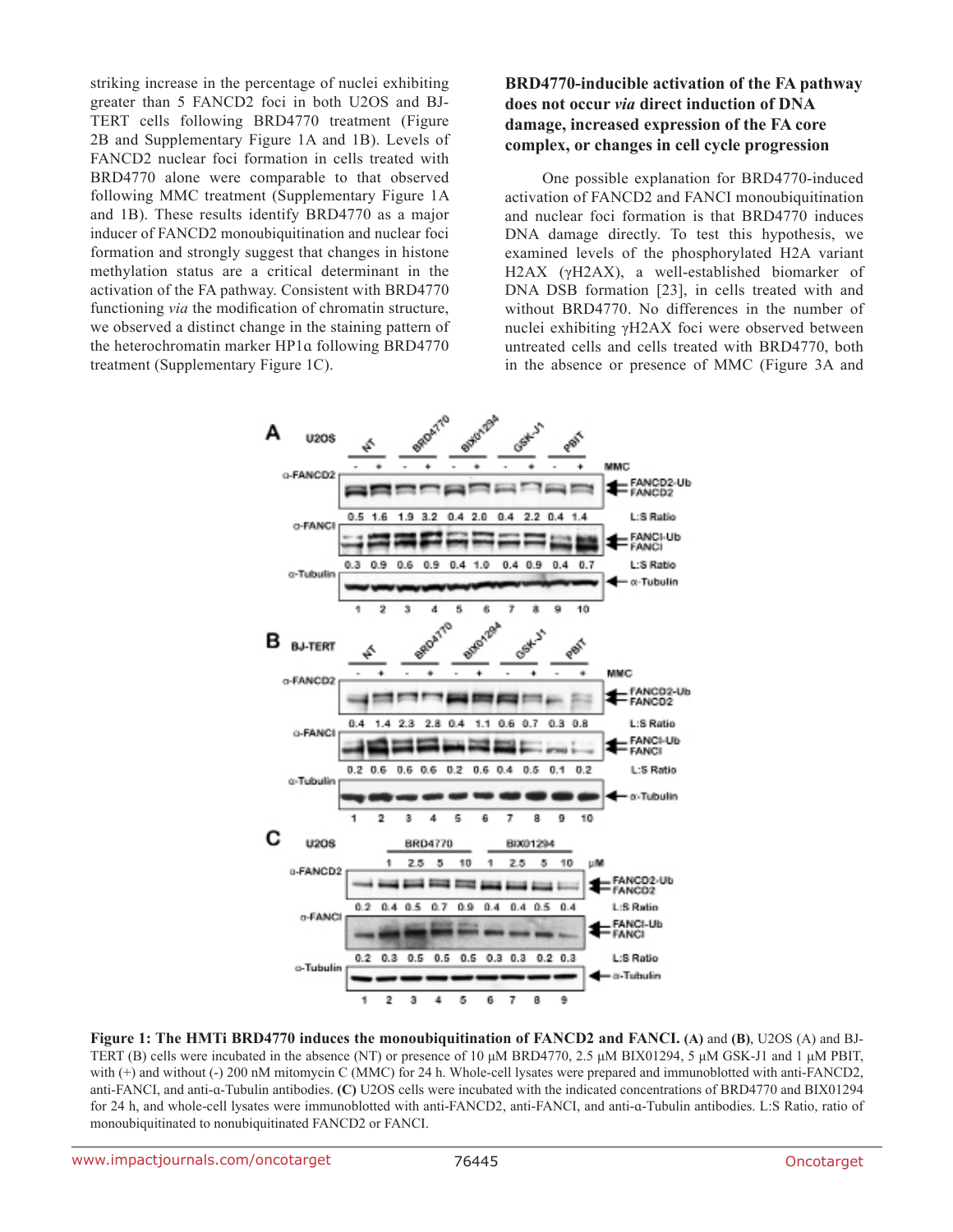striking increase in the percentage of nuclei exhibiting greater than 5 FANCD2 foci in both U2OS and BJ-TERT cells following BRD4770 treatment (Figure 2B and Supplementary Figure 1A and 1B). Levels of FANCD2 nuclear foci formation in cells treated with BRD4770 alone were comparable to that observed following MMC treatment (Supplementary Figure 1A and 1B). These results identify BRD4770 as a major inducer of FANCD2 monoubiquitination and nuclear foci formation and strongly suggest that changes in histone methylation status are a critical determinant in the activation of the FA pathway. Consistent with BRD4770 functioning *via* the modification of chromatin structure, we observed a distinct change in the staining pattern of the heterochromatin marker HP1α following BRD4770 treatment (Supplementary Figure 1C).

### BRD4770-inducible activation of the FA pathway does not occur *via* direct induction of DNA damage, increased expression of the FA core complex, or changes in cell cycle progression

One possible explanation for BRD4770-induced activation of FANCD2 and FANCI monoubiquitination and nuclear foci formation is that BRD4770 induces DNA damage directly. To test this hypothesis, we examined levels of the phosphorylated H2A variant H2AX (γH2AX), a well-established biomarker of DNA DSB formation [23], in cells treated with and without BRD4770. No differences in the number of nuclei exhibiting γH2AX foci were observed between untreated cells and cells treated with BRD4770, both in the absence or presence of MMC (Figure 3A and

**Figure 1: The HMTi BRD4770 induces the monoubiquitination of FANCD2 and FANCI. (A)** and **(B)**, U2OS (A) and BJ-TERT (B) cells were incubated in the absence (NT) or presence of 10 μM BRD4770, 2.5 μM BIX01294, 5 μM GSK-J1 and 1 μM PBIT, with (+) and without (-) 200 nM mitomycin C (MMC) for 24 h. Whole-cell lysates were prepared and immunoblotted with anti-FANCD2, anti-FANCI, and anti-α-Tubulin antibodies. **(C)** U2OS cells were incubated with the indicated concentrations of BRD4770 and BIX01294 for 24 h, and whole-cell lysates were immunoblotted with anti-FANCD2, anti-FANCI, and anti-α-Tubulin antibodies. L:S Ratio, ratio of monoubiquitinated to nonubiquitinated FANCD2 or FANCI.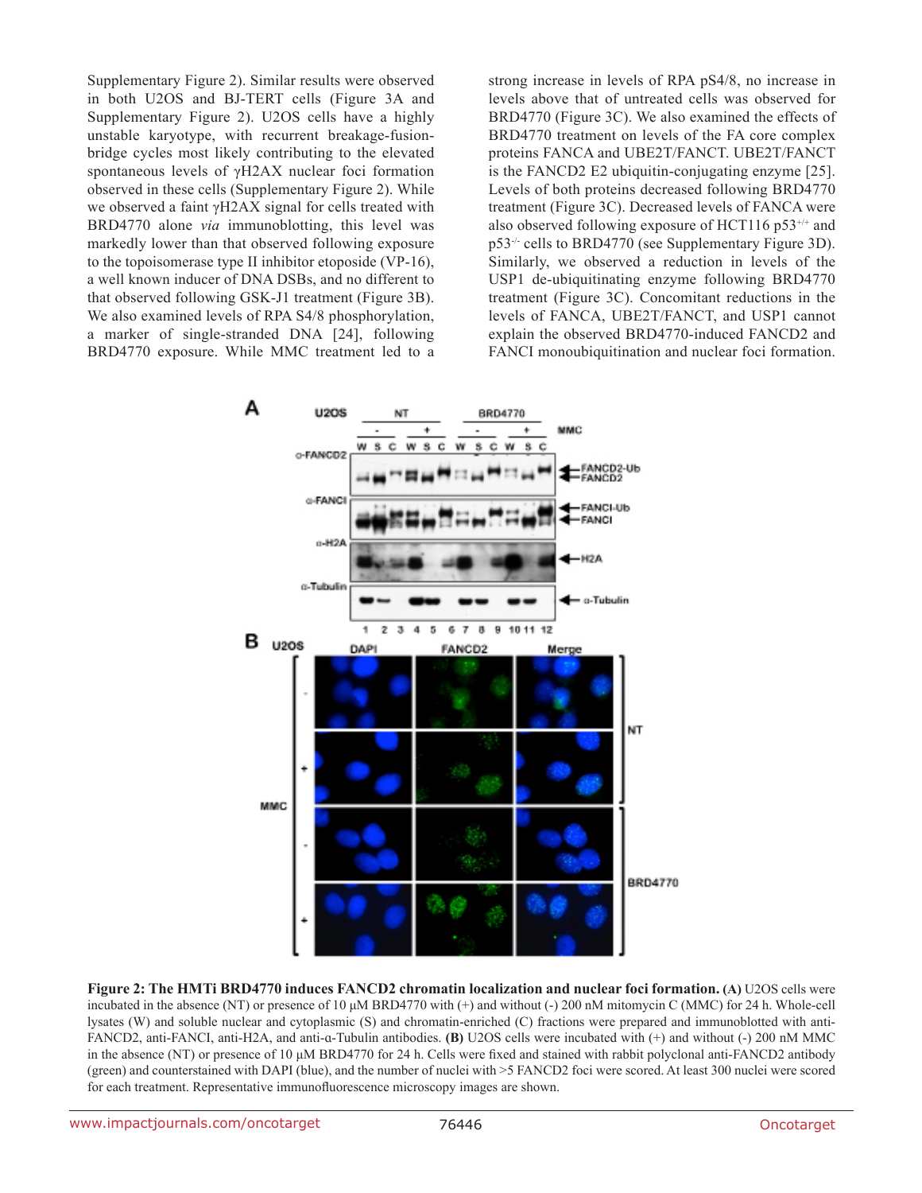Supplementary Figure 2). Similar results were observed in both U2OS and BJ-TERT cells (Figure 3A and Supplementary Figure 2). U2OS cells have a highly unstable karyotype, with recurrent breakage-fusion-bridge cycles most likely contributing to the elevated spontaneous levels of γH2AX nuclear foci formation observed in these cells (Supplementary Figure 2). While we observed a faint γH2AX signal for cells treated with BRD4770 alone *via* immunoblotting, this level was markedly lower than that observed following exposure to the topoisomerase type II inhibitor etoposide (VP-16), a well known inducer of DNA DSBs, and no different to that observed following GSK-J1 treatment (Figure 3B). We also examined levels of RPA S4/8 phosphorylation, a marker of single-stranded DNA [24], following BRD4770 exposure. While MMC treatment led to a strong increase in levels of RPA pS4/8, no increase in levels above that of untreated cells was observed for BRD4770 (Figure 3C). We also examined the effects of BRD4770 treatment on levels of the FA core complex proteins FANCA and UBE2T/FANCT. UBE2T/FANCT is the FANCD2 E2 ubiquitin-conjugating enzyme [25]. Levels of both proteins decreased following BRD4770 treatment (Figure 3C). Decreased levels of FANCA were also observed following exposure of HCT116 $p53^{+/+}$ and $p53^{-/-}$ cells to BRD4770 (see Supplementary Figure 3D). Similarly, we observed a reduction in levels of the USP1 de-ubiquitinating enzyme following BRD4770 treatment (Figure 3C). Concomitant reductions in the levels of FANCA, UBE2T/FANCT, and USP1 cannot explain the observed BRD4770-induced FANCD2 and FANCI monoubiquitination and nuclear foci formation.

**Figure 2: The HMTi BRD4770 induces FANCD2 chromatin localization and nuclear foci formation. (A)** U2OS cells were incubated in the absence (NT) or presence of 10 μM BRD4770 with (+) and without (-) 200 nM mitomycin C (MMC) for 24 h. Whole-cell lysates (W) and soluble nuclear and cytoplasmic (S) and chromatin-enriched (C) fractions were prepared and immunoblotted with anti-FANCD2, anti-FANCI, anti-H2A, and anti-α-Tubulin antibodies. **(B)** U2OS cells were incubated with (+) and without (-) 200 nM MMC in the absence (NT) or presence of 10 μM BRD4770 for 24 h. Cells were fixed and stained with rabbit polyclonal anti-FANCD2 antibody (green) and counterstained with DAPI (blue), and the number of nuclei with >5 FANCD2 foci were scored. At least 300 nuclei were scored for each treatment. Representative immunofluorescence microscopy images are shown.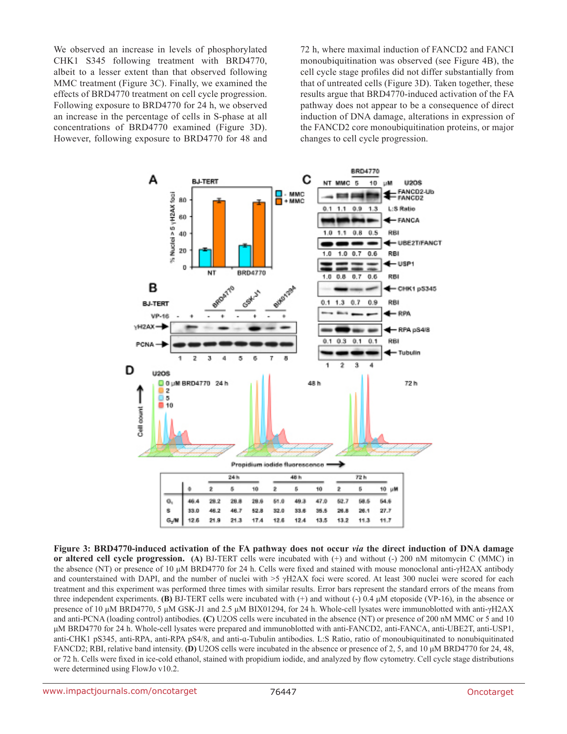We observed an increase in levels of phosphorylated CHK1 S345 following treatment with BRD4770, albeit to a lesser extent than that observed following MMC treatment (Figure 3C). Finally, we examined the effects of BRD4770 treatment on cell cycle progression. Following exposure to BRD4770 for 24 h, we observed an increase in the percentage of cells in S-phase at all concentrations of BRD4770 examined (Figure 3D). However, following exposure to BRD4770 for 48 and 72 h, where maximal induction of FANCD2 and FANCI monoubiquitination was observed (see Figure 4B), the cell cycle stage profiles did not differ substantially from that of untreated cells (Figure 3D). Taken together, these results argue that BRD4770-induced activation of the FA pathway does not appear to be a consequence of direct induction of DNA damage, alterations in expression of the FANCD2 core monoubiquitination proteins, or major changes to cell cycle progression.

| | 24 h | | | | 48 h | | | 72 h | | |
|---|---|---|---|---|---|---|---|---|---|---|
| | 0 | 2 | 5 | 10 | 2 | 5 | 10 | 2 | 5 | 10 μM |
| $G_1$ | 46.4 | 28.2 | 28.8 | 28.6 | 51.0 | 49.3 | 47.0 | 52.7 | 58.5 | 54.6 |
| S | 33.0 | 48.2 | 46.7 | 52.8 | 32.0 | 33.6 | 35.5 | 26.8 | 26.1 | 27.7 |
| $G_2$/M | 12.6 | 21.9 | 21.3 | 17.4 | 12.6 | 12.4 | 13.5 | 13.2 | 11.3 | 11.7 |

**Figure 3: BRD4770-induced activation of the FA pathway does not occur *via* the direct induction of DNA damage or altered cell cycle progression.** **(A)** BJ-TERT cells were incubated with (+) and without (-) 200 nM mitomycin C (MMC) in the absence (NT) or presence of 10 μM BRD4770 for 24 h. Cells were fixed and stained with mouse monoclonal anti-γH2AX antibody and counterstained with DAPI, and the number of nuclei with >5 γH2AX foci were scored. At least 300 nuclei were scored for each treatment and this experiment was performed three times with similar results. Error bars represent the standard errors of the means from three independent experiments. **(B)** BJ-TERT cells were incubated with (+) and without (-) 0.4 μM etoposide (VP-16), in the absence or presence of 10 μM BRD4770, 5 μM GSK-J1 and 2.5 μM BIX01294, for 24 h. Whole-cell lysates were immunoblotted with anti-γH2AX and anti-PCNA (loading control) antibodies. **(C)** U2OS cells were incubated in the absence (NT) or presence of 200 nM MMC or 5 and 10 μM BRD4770 for 24 h. Whole-cell lysates were prepared and immunoblotted with anti-FANCD2, anti-FANCA, anti-UBE2T, anti-USP1, anti-CHK1 pS345, anti-RPA, anti-RPA pS4/8, and anti-α-Tubulin antibodies. L:S Ratio, ratio of monoubiquitinated to nonubiquitinated FANCD2; RBI, relative band intensity. **(D)** U2OS cells were incubated in the absence or presence of 2, 5, and 10 μM BRD4770 for 24, 48, or 72 h. Cells were fixed in ice-cold ethanol, stained with propidium iodide, and analyzed by flow cytometry. Cell cycle stage distributions were determined using FlowJo v10.2.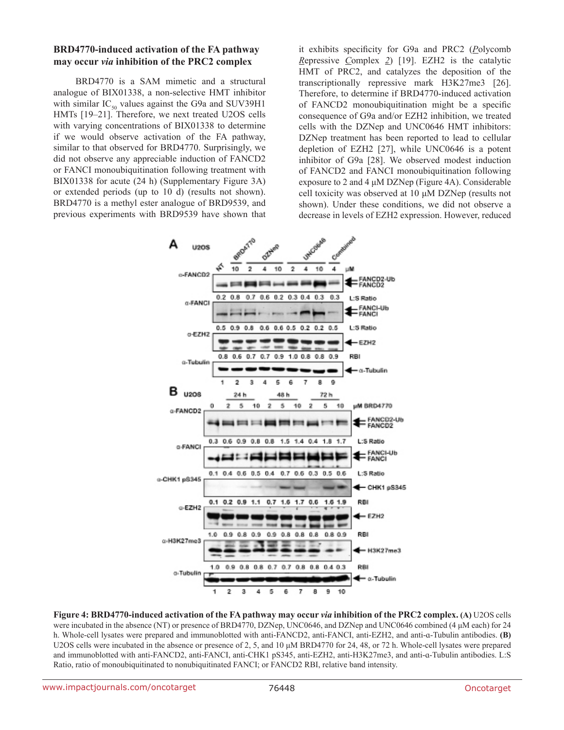### BRD4770-induced activation of the FA pathway may occur *via* inhibition of the PRC2 complex

BRD4770 is a SAM mimetic and a structural analogue of BIX01338, a non-selective HMT inhibitor with similar $IC_{50}$ values against the G9a and SUV39H1 HMTs [19–21]. Therefore, we next treated U2OS cells with varying concentrations of BIX01338 to determine if we would observe activation of the FA pathway, similar to that observed for BRD4770. Surprisingly, we did not observe any appreciable induction of FANCD2 or FANCI monoubiquitination following treatment with BIX01338 for acute (24 h) (Supplementary Figure 3A) or extended periods (up to 10 d) (results not shown). BRD4770 is a methyl ester analogue of BRD9539, and previous experiments with BRD9539 have shown that it exhibits specificity for G9a and PRC2 (*P*olycomb *R*epressive *C*omplex *2*) [19]. EZH2 is the catalytic HMT of PRC2, and catalyzes the deposition of the transcriptionally repressive mark H3K27me3 [26]. Therefore, to determine if BRD4770-induced activation of FANCD2 monoubiquitination might be a specific consequence of G9a and/or EZH2 inhibition, we treated cells with the DZNep and UNC0646 HMT inhibitors: DZNep treatment has been reported to lead to cellular depletion of EZH2 [27], while UNC0646 is a potent inhibitor of G9a [28]. We observed modest induction of FANCD2 and FANCI monoubiquitination following exposure to 2 and 4 μM DZNep (Figure 4A). Considerable cell toxicity was observed at 10 μM DZNep (results not shown). Under these conditions, we did not observe a decrease in levels of EZH2 expression. However, reduced

**Figure 4: BRD4770-induced activation of the FA pathway may occur *via* inhibition of the PRC2 complex. (A)** U2OS cells were incubated in the absence (NT) or presence of BRD4770, DZNep, UNC0646, and DZNep and UNC0646 combined (4 μM each) for 24 h. Whole-cell lysates were prepared and immunoblotted with anti-FANCD2, anti-FANCI, anti-EZH2, and anti-α-Tubulin antibodies. **(B)** U2OS cells were incubated in the absence or presence of 2, 5, and 10 μM BRD4770 for 24, 48, or 72 h. Whole-cell lysates were prepared and immunoblotted with anti-FANCD2, anti-FANCI, anti-CHK1 pS345, anti-EZH2, anti-H3K27me3, and anti-α-Tubulin antibodies. L:S Ratio, ratio of monoubiquitinated to nonubiquitinated FANCI; or FANCD2 RBI, relative band intensity.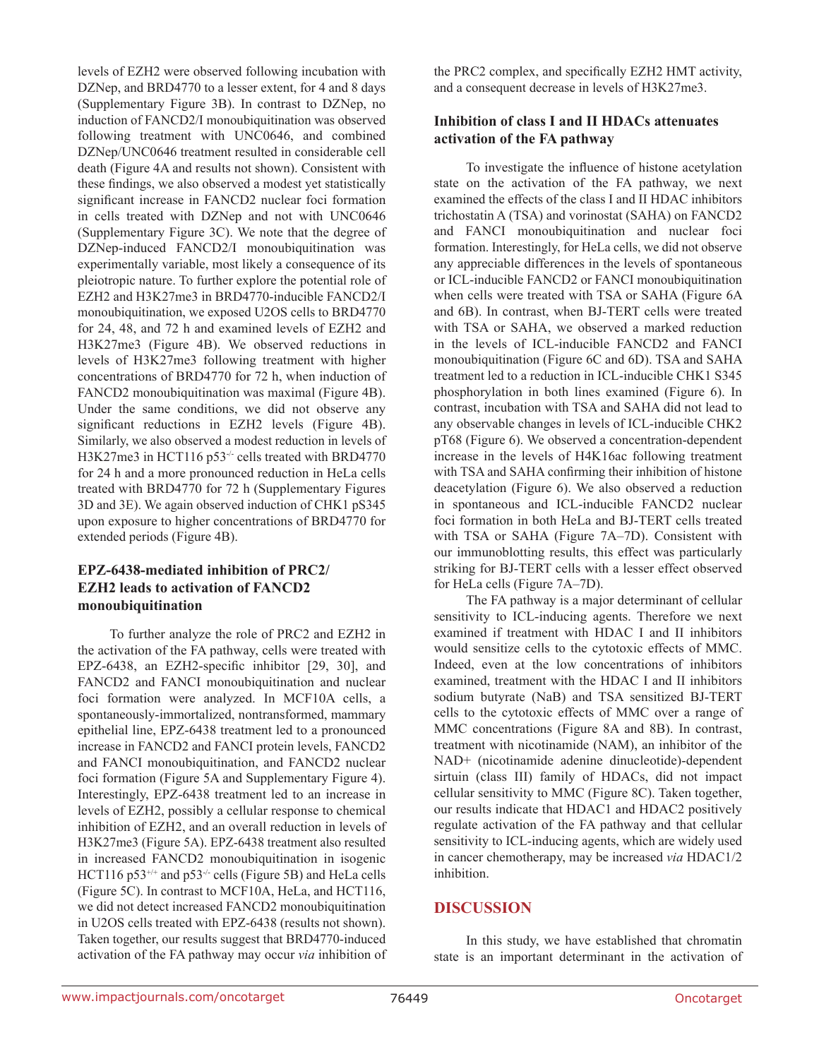levels of EZH2 were observed following incubation with DZNep, and BRD4770 to a lesser extent, for 4 and 8 days (Supplementary Figure 3B). In contrast to DZNep, no induction of FANCD2/I monoubiquitination was observed following treatment with UNC0646, and combined DZNep/UNC0646 treatment resulted in considerable cell death (Figure 4A and results not shown). Consistent with these findings, we also observed a modest yet statistically significant increase in FANCD2 nuclear foci formation in cells treated with DZNep and not with UNC0646 (Supplementary Figure 3C). We note that the degree of DZNep-induced FANCD2/I monoubiquitination was experimentally variable, most likely a consequence of its pleiotropic nature. To further explore the potential role of EZH2 and H3K27me3 in BRD4770-inducible FANCD2/I monoubiquitination, we exposed U2OS cells to BRD4770 for 24, 48, and 72 h and examined levels of EZH2 and H3K27me3 (Figure 4B). We observed reductions in levels of H3K27me3 following treatment with higher concentrations of BRD4770 for 72 h, when induction of FANCD2 monoubiquitination was maximal (Figure 4B). Under the same conditions, we did not observe any significant reductions in EZH2 levels (Figure 4B). Similarly, we also observed a modest reduction in levels of H3K27me3 in HCT116 $p53^{-/-}$ cells treated with BRD4770 for 24 h and a more pronounced reduction in HeLa cells treated with BRD4770 for 72 h (Supplementary Figures 3D and 3E). We again observed induction of CHK1 pS345 upon exposure to higher concentrations of BRD4770 for extended periods (Figure 4B).

## EPZ-6438-mediated inhibition of PRC2/EZH2 leads to activation of FANCD2 monoubiquitination

To further analyze the role of PRC2 and EZH2 in the activation of the FA pathway, cells were treated with EPZ-6438, an EZH2-specific inhibitor [29, 30], and FANCD2 and FANCI monoubiquitination and nuclear foci formation were analyzed. In MCF10A cells, a spontaneously-immortalized, nontransformed, mammary epithelial line, EPZ-6438 treatment led to a pronounced increase in FANCD2 and FANCI protein levels, FANCD2 and FANCI monoubiquitination, and FANCD2 nuclear foci formation (Figure 5A and Supplementary Figure 4). Interestingly, EPZ-6438 treatment led to an increase in levels of EZH2, possibly a cellular response to chemical inhibition of EZH2, and an overall reduction in levels of H3K27me3 (Figure 5A). EPZ-6438 treatment also resulted in increased FANCD2 monoubiquitination in isogenic HCT116 $p53^{+/+}$ and $p53^{-/-}$ cells (Figure 5B) and HeLa cells (Figure 5C). In contrast to MCF10A, HeLa, and HCT116, we did not detect increased FANCD2 monoubiquitination in U2OS cells treated with EPZ-6438 (results not shown). Taken together, our results suggest that BRD4770-induced activation of the FA pathway may occur *via* inhibition of the PRC2 complex, and specifically EZH2 HMT activity, and a consequent decrease in levels of H3K27me3.

## Inhibition of class I and II HDACs attenuates activation of the FA pathway

To investigate the influence of histone acetylation state on the activation of the FA pathway, we next examined the effects of the class I and II HDAC inhibitors trichostatin A (TSA) and vorinostat (SAHA) on FANCD2 and FANCI monoubiquitination and nuclear foci formation. Interestingly, for HeLa cells, we did not observe any appreciable differences in the levels of spontaneous or ICL-inducible FANCD2 or FANCI monoubiquitination when cells were treated with TSA or SAHA (Figure 6A and 6B). In contrast, when BJ-TERT cells were treated with TSA or SAHA, we observed a marked reduction in the levels of ICL-inducible FANCD2 and FANCI monoubiquitination (Figure 6C and 6D). TSA and SAHA treatment led to a reduction in ICL-inducible CHK1 S345 phosphorylation in both lines examined (Figure 6). In contrast, incubation with TSA and SAHA did not lead to any observable changes in levels of ICL-inducible CHK2 pT68 (Figure 6). We observed a concentration-dependent increase in the levels of H4K16ac following treatment with TSA and SAHA confirming their inhibition of histone deacetylation (Figure 6). We also observed a reduction in spontaneous and ICL-inducible FANCD2 nuclear foci formation in both HeLa and BJ-TERT cells treated with TSA or SAHA (Figure 7A–7D). Consistent with our immunoblotting results, this effect was particularly striking for BJ-TERT cells with a lesser effect observed for HeLa cells (Figure 7A–7D).

The FA pathway is a major determinant of cellular sensitivity to ICL-inducing agents. Therefore we next examined if treatment with HDAC I and II inhibitors would sensitize cells to the cytotoxic effects of MMC. Indeed, even at the low concentrations of inhibitors examined, treatment with the HDAC I and II inhibitors sodium butyrate (NaB) and TSA sensitized BJ-TERT cells to the cytotoxic effects of MMC over a range of MMC concentrations (Figure 8A and 8B). In contrast, treatment with nicotinamide (NAM), an inhibitor of the NAD+ (nicotinamide adenine dinucleotide)-dependent sirtuin (class III) family of HDACs, did not impact cellular sensitivity to MMC (Figure 8C). Taken together, our results indicate that HDAC1 and HDAC2 positively regulate activation of the FA pathway and that cellular sensitivity to ICL-inducing agents, which are widely used in cancer chemotherapy, may be increased *via* HDAC1/2 inhibition.

# DISCUSSION

In this study, we have established that chromatin state is an important determinant in the activation of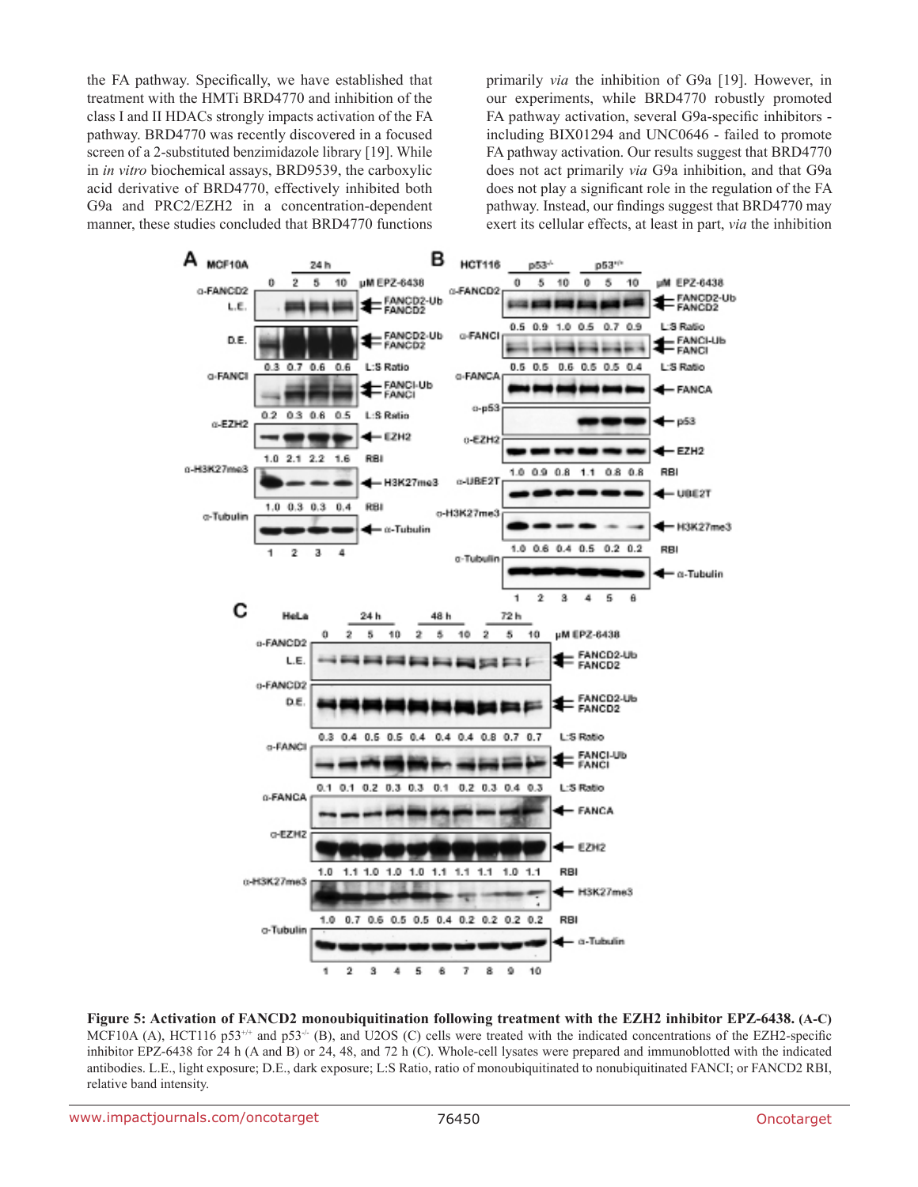the FA pathway. Specifically, we have established that treatment with the HMTi BRD4770 and inhibition of the class I and II HDACs strongly impacts activation of the FA pathway. BRD4770 was recently discovered in a focused screen of a 2-substituted benzimidazole library [19]. While in *in vitro* biochemical assays, BRD9539, the carboxylic acid derivative of BRD4770, effectively inhibited both G9a and PRC2/EZH2 in a concentration-dependent manner, these studies concluded that BRD4770 functions primarily *via* the inhibition of G9a [19]. However, in our experiments, while BRD4770 robustly promoted FA pathway activation, several G9a-specific inhibitors - including BIX01294 and UNC0646 - failed to promote FA pathway activation. Our results suggest that BRD4770 does not act primarily *via* G9a inhibition, and that G9a does not play a significant role in the regulation of the FA pathway. Instead, our findings suggest that BRD4770 may exert its cellular effects, at least in part, *via* the inhibition

**Figure 5: Activation of FANCD2 monoubiquitination following treatment with the EZH2 inhibitor EPZ-6438. (A-C)** MCF10A (A), HCT116 p53$^{+/+}$ and p53$^{-/-}$ (B), and U2OS (C) cells were treated with the indicated concentrations of the EZH2-specific inhibitor EPZ-6438 for 24 h (A and B) or 24, 48, and 72 h (C). Whole-cell lysates were prepared and immunoblotted with the indicated antibodies. L.E., light exposure; D.E., dark exposure; L:S Ratio, ratio of monoubiquitinated to nonubiquitinated FANCI; or FANCD2 RBI, relative band intensity.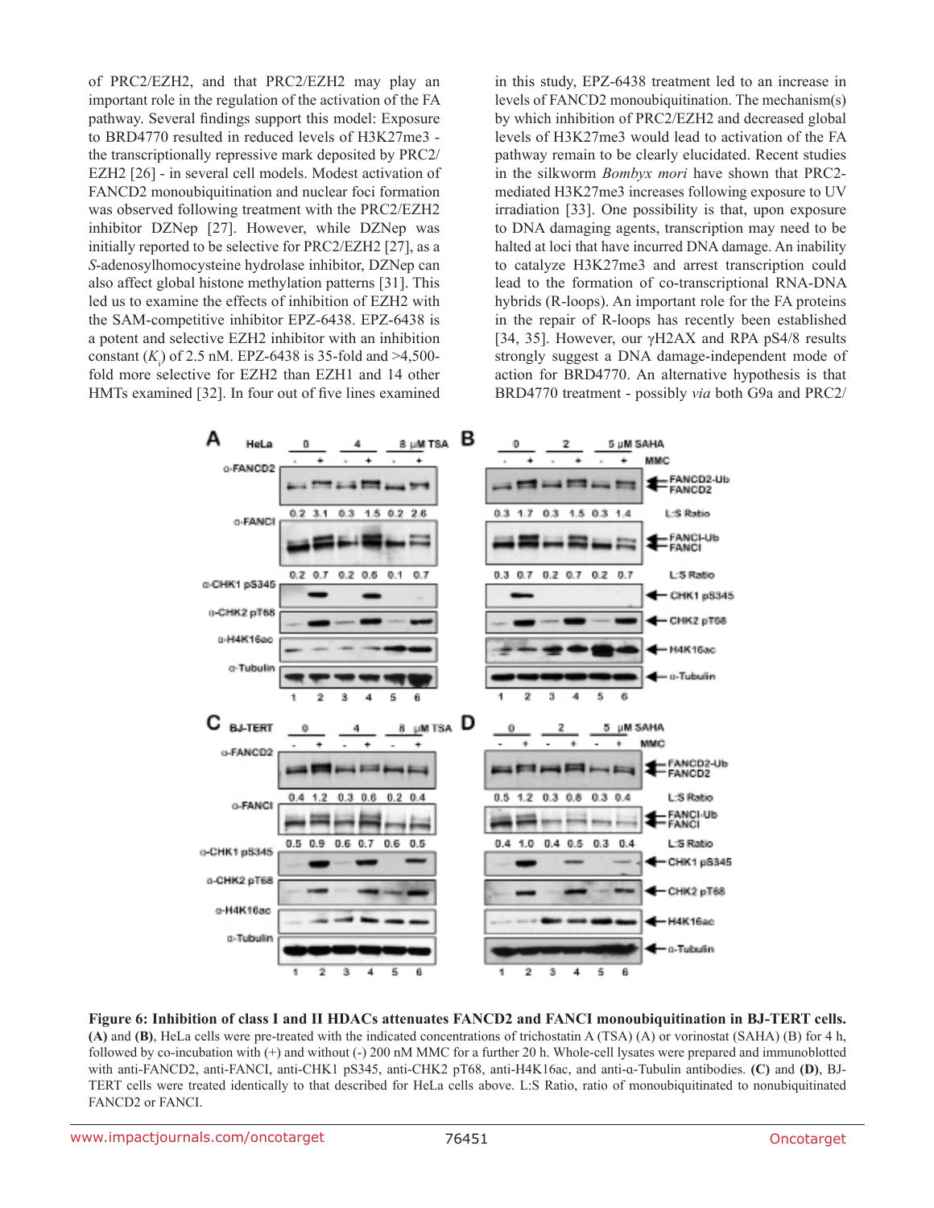of PRC2/EZH2, and that PRC2/EZH2 may play an important role in the regulation of the activation of the FA pathway. Several findings support this model: Exposure to BRD4770 resulted in reduced levels of H3K27me3 - the transcriptionally repressive mark deposited by PRC2/EZH2 [26] - in several cell models. Modest activation of FANCD2 monoubiquitination and nuclear foci formation was observed following treatment with the PRC2/EZH2 inhibitor DZNep [27]. However, while DZNep was initially reported to be selective for PRC2/EZH2 [27], as a *S*-adenosylhomocysteine hydrolase inhibitor, DZNep can also affect global histone methylation patterns [31]. This led us to examine the effects of inhibition of EZH2 with the SAM-competitive inhibitor EPZ-6438. EPZ-6438 is a potent and selective EZH2 inhibitor with an inhibition constant ($K_i$) of 2.5 nM. EPZ-6438 is 35-fold and >4,500-fold more selective for EZH2 than EZH1 and 14 other HMTs examined [32]. In four out of five lines examined in this study, EPZ-6438 treatment led to an increase in levels of FANCD2 monoubiquitination. The mechanism(s) by which inhibition of PRC2/EZH2 and decreased global levels of H3K27me3 would lead to activation of the FA pathway remain to be clearly elucidated. Recent studies in the silkworm *Bombyx mori* have shown that PRC2-mediated H3K27me3 increases following exposure to UV irradiation [33]. One possibility is that, upon exposure to DNA damaging agents, transcription may need to be halted at loci that have incurred DNA damage. An inability to catalyze H3K27me3 and arrest transcription could lead to the formation of co-transcriptional RNA-DNA hybrids (R-loops). An important role for the FA proteins in the repair of R-loops has recently been established [34, 35]. However, our γH2AX and RPA pS4/8 results strongly suggest a DNA damage-independent mode of action for BRD4770. An alternative hypothesis is that BRD4770 treatment - possibly *via* both G9a and PRC2/

**Figure 6: Inhibition of class I and II HDACs attenuates FANCD2 and FANCI monoubiquitination in BJ-TERT cells.** **(A)** and **(B)**, HeLa cells were pre-treated with the indicated concentrations of trichostatin A (TSA) (A) or vorinostat (SAHA) (B) for 4 h, followed by co-incubation with (+) and without (-) 200 nM MMC for a further 20 h. Whole-cell lysates were prepared and immunoblotted with anti-FANCD2, anti-FANCI, anti-CHK1 pS345, anti-CHK2 pT68, anti-H4K16ac, and anti-α-Tubulin antibodies. **(C)** and **(D)**, BJ-TERT cells were treated identically to that described for HeLa cells above. L:S Ratio, ratio of monoubiquitinated to nonubiquitinated FANCD2 or FANCI.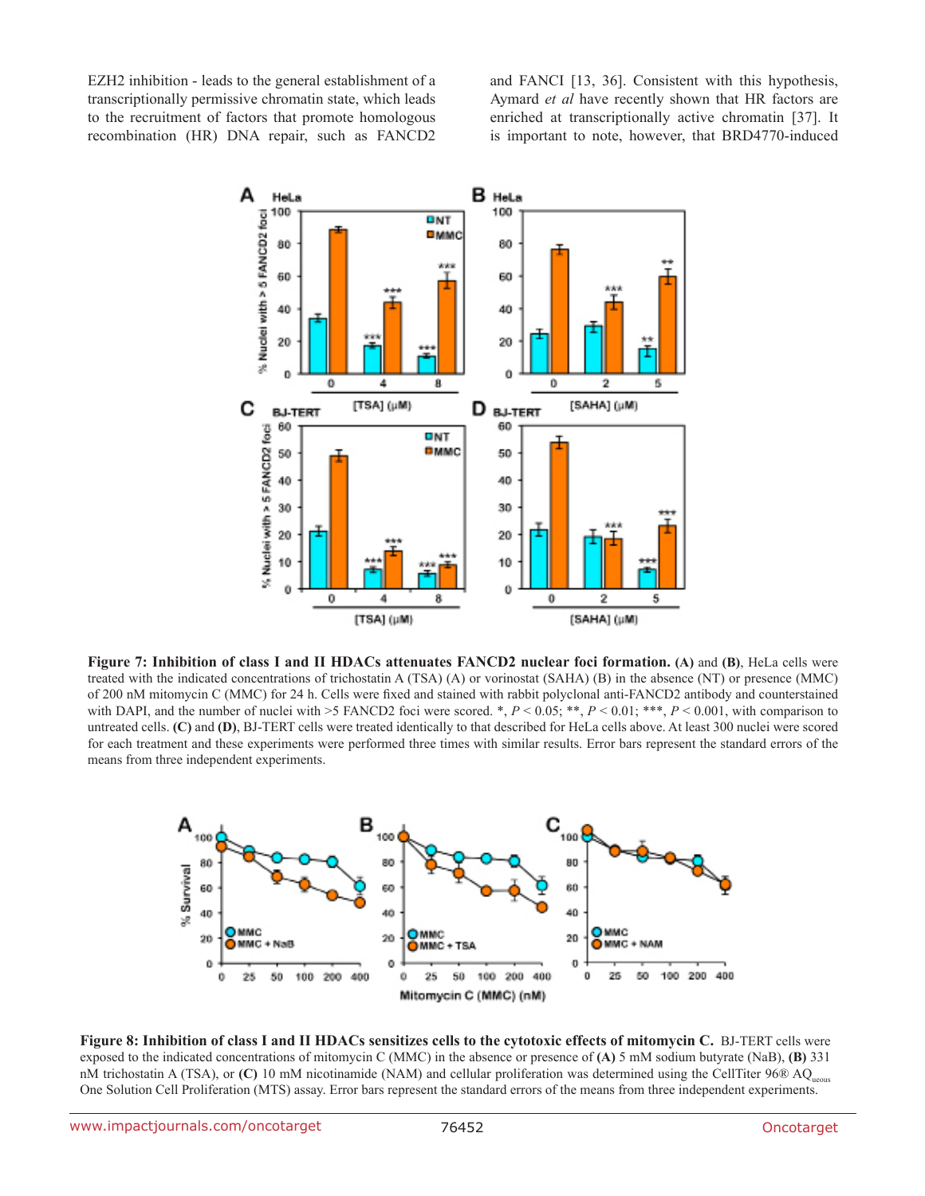EZH2 inhibition - leads to the general establishment of a transcriptionally permissive chromatin state, which leads to the recruitment of factors that promote homologous recombination (HR) DNA repair, such as FANCD2 and FANCI [13, 36]. Consistent with this hypothesis, Aymard *et al* have recently shown that HR factors are enriched at transcriptionally active chromatin [37]. It is important to note, however, that BRD4770-induced

**Figure 7: Inhibition of class I and II HDACs attenuates FANCD2 nuclear foci formation.** **(A)** and **(B)**, HeLa cells were treated with the indicated concentrations of trichostatin A (TSA) (A) or vorinostat (SAHA) (B) in the absence (NT) or presence (MMC) of 200 nM mitomycin C (MMC) for 24 h. Cells were fixed and stained with rabbit polyclonal anti-FANCD2 antibody and counterstained with DAPI, and the number of nuclei with >5 FANCD2 foci were scored. *, $P < 0.05$; **, $P < 0.01$; ***, $P < 0.001$, with comparison to untreated cells. **(C)** and **(D)**, BJ-TERT cells were treated identically to that described for HeLa cells above. At least 300 nuclei were scored for each treatment and these experiments were performed three times with similar results. Error bars represent the standard errors of the means from three independent experiments.

**Figure 8: Inhibition of class I and II HDACs sensitizes cells to the cytotoxic effects of mitomycin C.** BJ-TERT cells were exposed to the indicated concentrations of mitomycin C (MMC) in the absence or presence of **(A)** 5 mM sodium butyrate (NaB), **(B)** 331 nM trichostatin A (TSA), or **(C)** 10 mM nicotinamide (NAM) and cellular proliferation was determined using the CellTiter 96® $AQ_{ueous}$ One Solution Cell Proliferation (MTS) assay. Error bars represent the standard errors of the means from three independent experiments.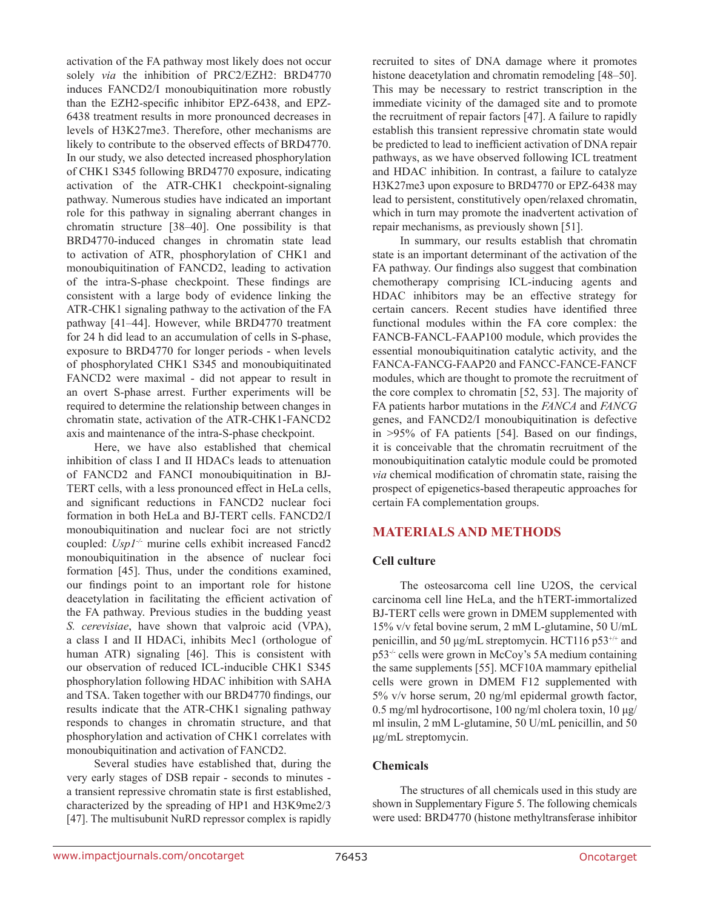activation of the FA pathway most likely does not occur solely *via* the inhibition of PRC2/EZH2: BRD4770 induces FANCD2/I monoubiquitination more robustly than the EZH2-specific inhibitor EPZ-6438, and EPZ-6438 treatment results in more pronounced decreases in levels of H3K27me3. Therefore, other mechanisms are likely to contribute to the observed effects of BRD4770. In our study, we also detected increased phosphorylation of CHK1 S345 following BRD4770 exposure, indicating activation of the ATR-CHK1 checkpoint-signaling pathway. Numerous studies have indicated an important role for this pathway in signaling aberrant changes in chromatin structure [38–40]. One possibility is that BRD4770-induced changes in chromatin state lead to activation of ATR, phosphorylation of CHK1 and monoubiquitination of FANCD2, leading to activation of the intra-S-phase checkpoint. These findings are consistent with a large body of evidence linking the ATR-CHK1 signaling pathway to the activation of the FA pathway [41–44]. However, while BRD4770 treatment for 24 h did lead to an accumulation of cells in S-phase, exposure to BRD4770 for longer periods - when levels of phosphorylated CHK1 S345 and monoubiquitinated FANCD2 were maximal - did not appear to result in an overt S-phase arrest. Further experiments will be required to determine the relationship between changes in chromatin state, activation of the ATR-CHK1-FANCD2 axis and maintenance of the intra-S-phase checkpoint.

Here, we have also established that chemical inhibition of class I and II HDACs leads to attenuation of FANCD2 and FANCI monoubiquitination in BJ-TERT cells, with a less pronounced effect in HeLa cells, and significant reductions in FANCD2 nuclear foci formation in both HeLa and BJ-TERT cells. FANCD2/I monoubiquitination and nuclear foci are not strictly coupled: *Usp1*$^{-/-}$ murine cells exhibit increased Fancd2 monoubiquitination in the absence of nuclear foci formation [45]. Thus, under the conditions examined, our findings point to an important role for histone deacetylation in facilitating the efficient activation of the FA pathway. Previous studies in the budding yeast *S. cerevisiae*, have shown that valproic acid (VPA), a class I and II HDACi, inhibits Mec1 (orthologue of human ATR) signaling [46]. This is consistent with our observation of reduced ICL-inducible CHK1 S345 phosphorylation following HDAC inhibition with SAHA and TSA. Taken together with our BRD4770 findings, our results indicate that the ATR-CHK1 signaling pathway responds to changes in chromatin structure, and that phosphorylation and activation of CHK1 correlates with monoubiquitination and activation of FANCD2.

Several studies have established that, during the very early stages of DSB repair - seconds to minutes - a transient repressive chromatin state is first established, characterized by the spreading of HP1 and H3K9me2/3 [47]. The multisubunit NuRD repressor complex is rapidly recruited to sites of DNA damage where it promotes histone deacetylation and chromatin remodeling [48–50]. This may be necessary to restrict transcription in the immediate vicinity of the damaged site and to promote the recruitment of repair factors [47]. A failure to rapidly establish this transient repressive chromatin state would be predicted to lead to inefficient activation of DNA repair pathways, as we have observed following ICL treatment and HDAC inhibition. In contrast, a failure to catalyze H3K27me3 upon exposure to BRD4770 or EPZ-6438 may lead to persistent, constitutively open/relaxed chromatin, which in turn may promote the inadvertent activation of repair mechanisms, as previously shown [51].

In summary, our results establish that chromatin state is an important determinant of the activation of the FA pathway. Our findings also suggest that combination chemotherapy comprising ICL-inducing agents and HDAC inhibitors may be an effective strategy for certain cancers. Recent studies have identified three functional modules within the FA core complex: the FANCB-FANCL-FAAP100 module, which provides the essential monoubiquitination catalytic activity, and the FANCA-FANCG-FAAP20 and FANCC-FANCE-FANCF modules, which are thought to promote the recruitment of the core complex to chromatin [52, 53]. The majority of FA patients harbor mutations in the *FANCA* and *FANCG* genes, and FANCD2/I monoubiquitination is defective in >95% of FA patients [54]. Based on our findings, it is conceivable that the chromatin recruitment of the monoubiquitination catalytic module could be promoted *via* chemical modification of chromatin state, raising the prospect of epigenetics-based therapeutic approaches for certain FA complementation groups.

## MATERIALS AND METHODS

### Cell culture

The osteosarcoma cell line U2OS, the cervical carcinoma cell line HeLa, and the hTERT-immortalized BJ-TERT cells were grown in DMEM supplemented with 15% v/v fetal bovine serum, 2 mM L-glutamine, 50 U/mL penicillin, and 50 μg/mL streptomycin. HCT116 p53$^{+/+}$ and p53$^{-/-}$ cells were grown in McCoy's 5A medium containing the same supplements [55]. MCF10A mammary epithelial cells were grown in DMEM F12 supplemented with 5% v/v horse serum, 20 ng/ml epidermal growth factor, 0.5 mg/ml hydrocortisone, 100 ng/ml cholera toxin, 10 μg/ml insulin, 2 mM L-glutamine, 50 U/mL penicillin, and 50 μg/mL streptomycin.

### Chemicals

The structures of all chemicals used in this study are shown in Supplementary Figure 5. The following chemicals were used: BRD4770 (histone methyltransferase inhibitor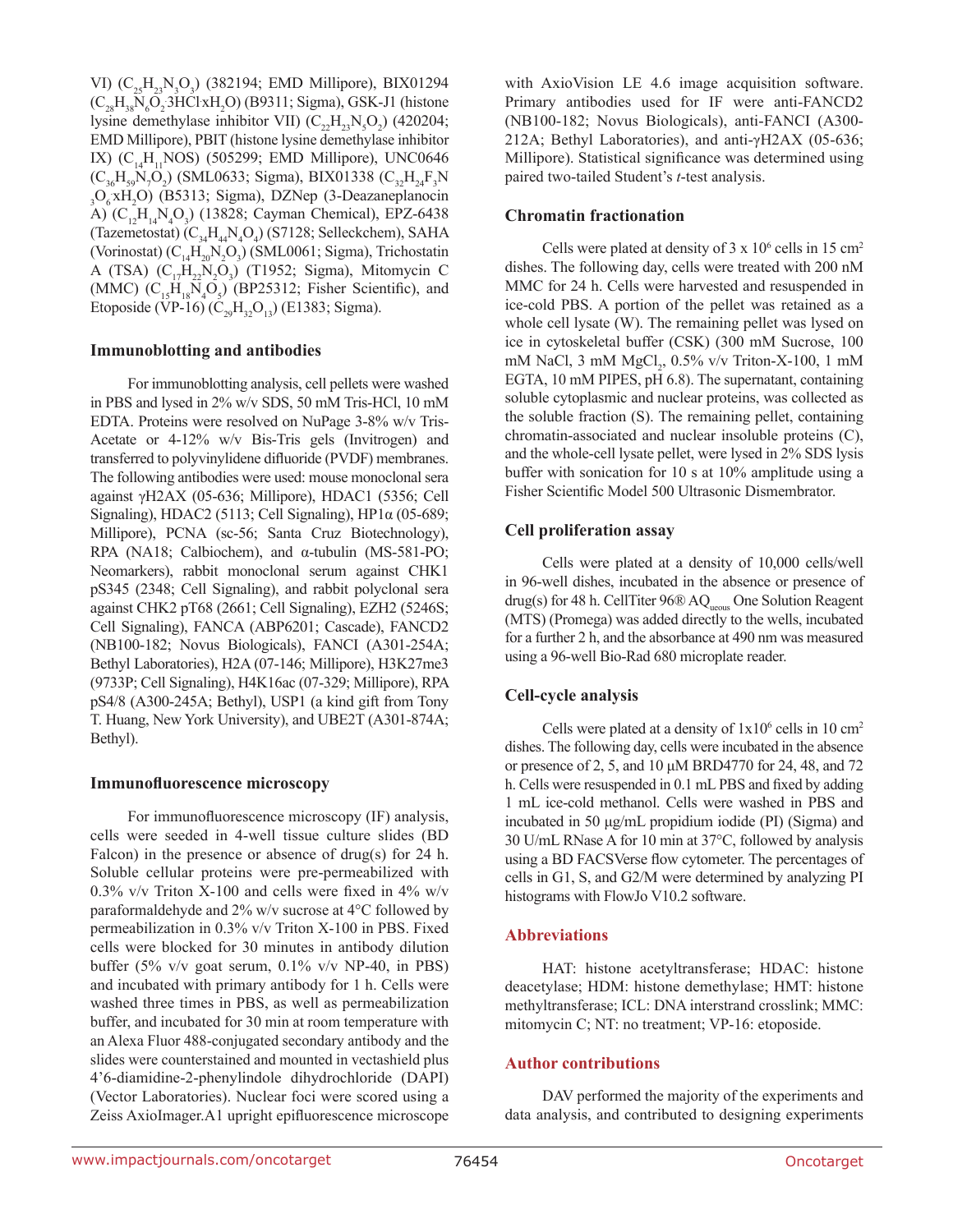VI) ($C_{25}H_{23}N_3O_3$) (382194; EMD Millipore), BIX01294 ($C_{28}H_{38}N_6O_2$·3HCl·xH$_2$O) (B9311; Sigma), GSK-J1 (histone lysine demethylase inhibitor VII) ($C_{22}H_{23}N_5O_2$) (420204; EMD Millipore), PBIT (histone lysine demethylase inhibitor IX) ($C_{14}H_{11}NOS$) (505299; EMD Millipore), UNC0646 ($C_{36}H_{59}N_7O_2$) (SML0633; Sigma), BIX01338 ($C_{32}H_{24}F_3N_3O_6$·xH$_2$O) (B5313; Sigma), DZNep (3-Deazaneplanocin A) ($C_{12}H_{14}N_4O_3$) (13828; Cayman Chemical), EPZ-6438 (Tazemetostat) ($C_{34}H_{44}N_4O_4$) (S7128; Selleckchem), SAHA (Vorinostat) ($C_{14}H_{20}N_2O_3$) (SML0061; Sigma), Trichostatin A (TSA) ($C_{17}H_{22}N_2O_3$) (T1952; Sigma), Mitomycin C (MMC) ($C_{15}H_{18}N_4O_5$) (BP25312; Fisher Scientific), and Etoposide (VP-16) ($C_{29}H_{32}O_{13}$) (E1383; Sigma).

### Immunoblotting and antibodies

For immunoblotting analysis, cell pellets were washed in PBS and lysed in 2% w/v SDS, 50 mM Tris-HCl, 10 mM EDTA. Proteins were resolved on NuPage 3-8% w/v Tris-Acetate or 4-12% w/v Bis-Tris gels (Invitrogen) and transferred to polyvinylidene difluoride (PVDF) membranes. The following antibodies were used: mouse monoclonal sera against γH2AX (05-636; Millipore), HDAC1 (5356; Cell Signaling), HDAC2 (5113; Cell Signaling), HP1α (05-689; Millipore), PCNA (sc-56; Santa Cruz Biotechnology), RPA (NA18; Calbiochem), and α-tubulin (MS-581-PO; Neomarkers), rabbit monoclonal serum against CHK1 pS345 (2348; Cell Signaling), and rabbit polyclonal sera against CHK2 pT68 (2661; Cell Signaling), EZH2 (5246S; Cell Signaling), FANCA (ABP6201; Cascade), FANCD2 (NB100-182; Novus Biologicals), FANCI (A301-254A; Bethyl Laboratories), H2A (07-146; Millipore), H3K27me3 (9733P; Cell Signaling), H4K16ac (07-329; Millipore), RPA pS4/8 (A300-245A; Bethyl), USP1 (a kind gift from Tony T. Huang, New York University), and UBE2T (A301-874A; Bethyl).

### Immunofluorescence microscopy

For immunofluorescence microscopy (IF) analysis, cells were seeded in 4-well tissue culture slides (BD Falcon) in the presence or absence of drug(s) for 24 h. Soluble cellular proteins were pre-permeabilized with 0.3% v/v Triton X-100 and cells were fixed in 4% w/v paraformaldehyde and 2% w/v sucrose at 4°C followed by permeabilization in 0.3% v/v Triton X-100 in PBS. Fixed cells were blocked for 30 minutes in antibody dilution buffer (5% v/v goat serum, 0.1% v/v NP-40, in PBS) and incubated with primary antibody for 1 h. Cells were washed three times in PBS, as well as permeabilization buffer, and incubated for 30 min at room temperature with an Alexa Fluor 488-conjugated secondary antibody and the slides were counterstained and mounted in vectashield plus 4'6-diamidine-2-phenylindole dihydrochloride (DAPI) (Vector Laboratories). Nuclear foci were scored using a Zeiss AxioImager.A1 upright epifluorescence microscope with AxioVision LE 4.6 image acquisition software. Primary antibodies used for IF were anti-FANCD2 (NB100-182; Novus Biologicals), anti-FANCI (A300-212A; Bethyl Laboratories), and anti-γH2AX (05-636; Millipore). Statistical significance was determined using paired two-tailed Student's *t*-test analysis.

### Chromatin fractionation

Cells were plated at density of 3 x $10^6$ cells in 15 cm$^2$ dishes. The following day, cells were treated with 200 nM MMC for 24 h. Cells were harvested and resuspended in ice-cold PBS. A portion of the pellet was retained as a whole cell lysate (W). The remaining pellet was lysed on ice in cytoskeletal buffer (CSK) (300 mM Sucrose, 100 mM NaCl, 3 mM $MgCl_2$, 0.5% v/v Triton-X-100, 1 mM EGTA, 10 mM PIPES, pH 6.8). The supernatant, containing soluble cytoplasmic and nuclear proteins, was collected as the soluble fraction (S). The remaining pellet, containing chromatin-associated and nuclear insoluble proteins (C), and the whole-cell lysate pellet, were lysed in 2% SDS lysis buffer with sonication for 10 s at 10% amplitude using a Fisher Scientific Model 500 Ultrasonic Dismembrator.

### Cell proliferation assay

Cells were plated at a density of 10,000 cells/well in 96-well dishes, incubated in the absence or presence of drug(s) for 48 h. CellTiter 96® AQ$_{ueous}$ One Solution Reagent (MTS) (Promega) was added directly to the wells, incubated for a further 2 h, and the absorbance at 490 nm was measured using a 96-well Bio-Rad 680 microplate reader.

### Cell-cycle analysis

Cells were plated at a density of 1x$10^6$ cells in 10 cm$^2$ dishes. The following day, cells were incubated in the absence or presence of 2, 5, and 10 μM BRD4770 for 24, 48, and 72 h. Cells were resuspended in 0.1 mL PBS and fixed by adding 1 mL ice-cold methanol. Cells were washed in PBS and incubated in 50 μg/mL propidium iodide (PI) (Sigma) and 30 U/mL RNase A for 10 min at 37°C, followed by analysis using a BD FACSVerse flow cytometer. The percentages of cells in G1, S, and G2/M were determined by analyzing PI histograms with FlowJo V10.2 software.

## Abbreviations

HAT: histone acetyltransferase; HDAC: histone deacetylase; HDM: histone demethylase; HMT: histone methyltransferase; ICL: DNA interstrand crosslink; MMC: mitomycin C; NT: no treatment; VP-16: etoposide.

## Author contributions

DAV performed the majority of the experiments and data analysis, and contributed to designing experiments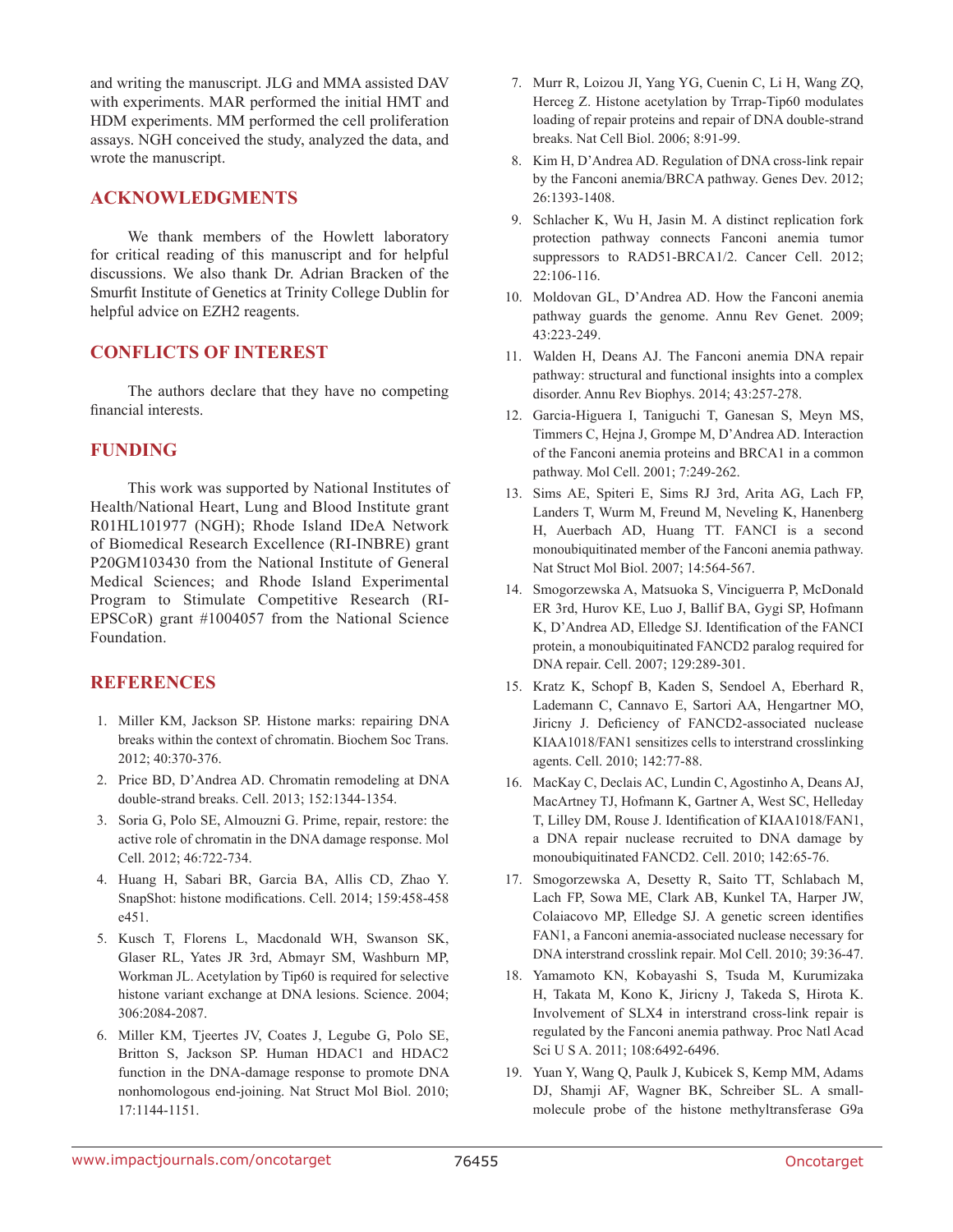and writing the manuscript. JLG and MMA assisted DAV with experiments. MAR performed the initial HMT and HDM experiments. MM performed the cell proliferation assays. NGH conceived the study, analyzed the data, and wrote the manuscript.

## ACKNOWLEDGMENTS

We thank members of the Howlett laboratory for critical reading of this manuscript and for helpful discussions. We also thank Dr. Adrian Bracken of the Smurfit Institute of Genetics at Trinity College Dublin for helpful advice on EZH2 reagents.

## CONFLICTS OF INTEREST

The authors declare that they have no competing financial interests.

## FUNDING

This work was supported by National Institutes of Health/National Heart, Lung and Blood Institute grant R01HL101977 (NGH); Rhode Island IDeA Network of Biomedical Research Excellence (RI-INBRE) grant P20GM103430 from the National Institute of General Medical Sciences; and Rhode Island Experimental Program to Stimulate Competitive Research (RI-EPSCoR) grant #1004057 from the National Science Foundation.

## REFERENCES

1. Miller KM, Jackson SP. Histone marks: repairing DNA breaks within the context of chromatin. Biochem Soc Trans. 2012; 40:370-376.
2. Price BD, D'Andrea AD. Chromatin remodeling at DNA double-strand breaks. Cell. 2013; 152:1344-1354.
3. Soria G, Polo SE, Almouzni G. Prime, repair, restore: the active role of chromatin in the DNA damage response. Mol Cell. 2012; 46:722-734.
4. Huang H, Sabari BR, Garcia BA, Allis CD, Zhao Y. SnapShot: histone modifications. Cell. 2014; 159:458-458 e451.
5. Kusch T, Florens L, Macdonald WH, Swanson SK, Glaser RL, Yates JR 3rd, Abmayr SM, Washburn MP, Workman JL. Acetylation by Tip60 is required for selective histone variant exchange at DNA lesions. Science. 2004; 306:2084-2087.
6. Miller KM, Tjeertes JV, Coates J, Legube G, Polo SE, Britton S, Jackson SP. Human HDAC1 and HDAC2 function in the DNA-damage response to promote DNA nonhomologous end-joining. Nat Struct Mol Biol. 2010; 17:1144-1151.
7. Murr R, Loizou JI, Yang YG, Cuenin C, Li H, Wang ZQ, Herceg Z. Histone acetylation by Trrap-Tip60 modulates loading of repair proteins and repair of DNA double-strand breaks. Nat Cell Biol. 2006; 8:91-99.
8. Kim H, D'Andrea AD. Regulation of DNA cross-link repair by the Fanconi anemia/BRCA pathway. Genes Dev. 2012; 26:1393-1408.
9. Schlacher K, Wu H, Jasin M. A distinct replication fork protection pathway connects Fanconi anemia tumor suppressors to RAD51-BRCA1/2. Cancer Cell. 2012; 22:106-116.
10. Moldovan GL, D'Andrea AD. How the Fanconi anemia pathway guards the genome. Annu Rev Genet. 2009; 43:223-249.
11. Walden H, Deans AJ. The Fanconi anemia DNA repair pathway: structural and functional insights into a complex disorder. Annu Rev Biophys. 2014; 43:257-278.
12. Garcia-Higuera I, Taniguchi T, Ganesan S, Meyn MS, Timmers C, Hejna J, Grompe M, D'Andrea AD. Interaction of the Fanconi anemia proteins and BRCA1 in a common pathway. Mol Cell. 2001; 7:249-262.
13. Sims AE, Spiteri E, Sims RJ 3rd, Arita AG, Lach FP, Landers T, Wurm M, Freund M, Neveling K, Hanenberg H, Auerbach AD, Huang TT. FANCI is a second monoubiquitinated member of the Fanconi anemia pathway. Nat Struct Mol Biol. 2007; 14:564-567.
14. Smogorzewska A, Matsuoka S, Vinciguerra P, McDonald ER 3rd, Hurov KE, Luo J, Ballif BA, Gygi SP, Hofmann K, D'Andrea AD, Elledge SJ. Identification of the FANCI protein, a monoubiquitinated FANCD2 paralog required for DNA repair. Cell. 2007; 129:289-301.
15. Kratz K, Schopf B, Kaden S, Sendoel A, Eberhard R, Lademann C, Cannavo E, Sartori AA, Hengartner MO, Jiricny J. Deficiency of FANCD2-associated nuclease KIAA1018/FAN1 sensitizes cells to interstrand crosslinking agents. Cell. 2010; 142:77-88.
16. MacKay C, Declais AC, Lundin C, Agostinho A, Deans AJ, MacArtney TJ, Hofmann K, Gartner A, West SC, Helleday T, Lilley DM, Rouse J. Identification of KIAA1018/FAN1, a DNA repair nuclease recruited to DNA damage by monoubiquitinated FANCD2. Cell. 2010; 142:65-76.
17. Smogorzewska A, Desetty R, Saito TT, Schlabach M, Lach FP, Sowa ME, Clark AB, Kunkel TA, Harper JW, Colaiacovo MP, Elledge SJ. A genetic screen identifies FAN1, a Fanconi anemia-associated nuclease necessary for DNA interstrand crosslink repair. Mol Cell. 2010; 39:36-47.
18. Yamamoto KN, Kobayashi S, Tsuda M, Kurumizaka H, Takata M, Kono K, Jiricny J, Takeda S, Hirota K. Involvement of SLX4 in interstrand cross-link repair is regulated by the Fanconi anemia pathway. Proc Natl Acad Sci U S A. 2011; 108:6492-6496.
19. Yuan Y, Wang Q, Paulk J, Kubicek S, Kemp MM, Adams DJ, Shamji AF, Wagner BK, Schreiber SL. A small-molecule probe of the histone methyltransferase G9a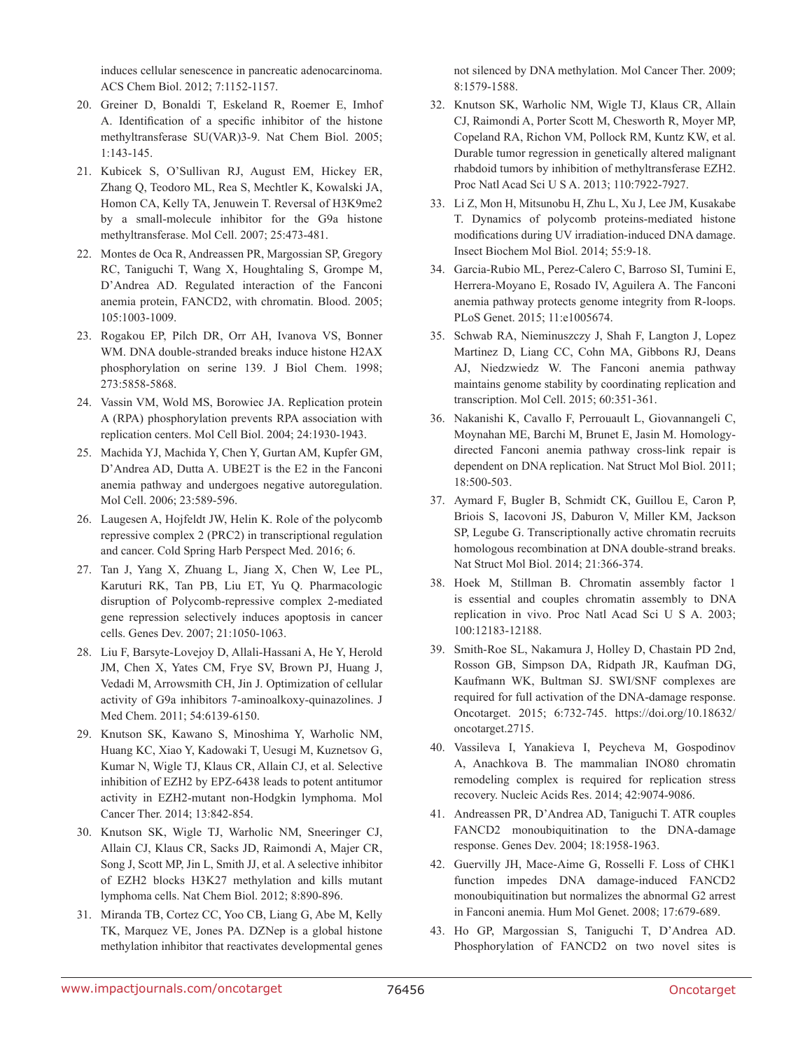induces cellular senescence in pancreatic adenocarcinoma. ACS Chem Biol. 2012; 7:1152-1157.

20. Greiner D, Bonaldi T, Eskeland R, Roemer E, Imhof A. Identification of a specific inhibitor of the histone methyltransferase SU(VAR)3-9. Nat Chem Biol. 2005; 1:143-145.

21. Kubicek S, O'Sullivan RJ, August EM, Hickey ER, Zhang Q, Teodoro ML, Rea S, Mechtler K, Kowalski JA, Homon CA, Kelly TA, Jenuwein T. Reversal of H3K9me2 by a small-molecule inhibitor for the G9a histone methyltransferase. Mol Cell. 2007; 25:473-481.

22. Montes de Oca R, Andreassen PR, Margossian SP, Gregory RC, Taniguchi T, Wang X, Houghtaling S, Grompe M, D'Andrea AD. Regulated interaction of the Fanconi anemia protein, FANCD2, with chromatin. Blood. 2005; 105:1003-1009.

23. Rogakou EP, Pilch DR, Orr AH, Ivanova VS, Bonner WM. DNA double-stranded breaks induce histone H2AX phosphorylation on serine 139. J Biol Chem. 1998; 273:5858-5868.

24. Vassin VM, Wold MS, Borowiec JA. Replication protein A (RPA) phosphorylation prevents RPA association with replication centers. Mol Cell Biol. 2004; 24:1930-1943.

25. Machida YJ, Machida Y, Chen Y, Gurtan AM, Kupfer GM, D'Andrea AD, Dutta A. UBE2T is the E2 in the Fanconi anemia pathway and undergoes negative autoregulation. Mol Cell. 2006; 23:589-596.

26. Laugesen A, Hojfeldt JW, Helin K. Role of the polycomb repressive complex 2 (PRC2) in transcriptional regulation and cancer. Cold Spring Harb Perspect Med. 2016; 6.

27. Tan J, Yang X, Zhuang L, Jiang X, Chen W, Lee PL, Karuturi RK, Tan PB, Liu ET, Yu Q. Pharmacologic disruption of Polycomb-repressive complex 2-mediated gene repression selectively induces apoptosis in cancer cells. Genes Dev. 2007; 21:1050-1063.

28. Liu F, Barsyte-Lovejoy D, Allali-Hassani A, He Y, Herold JM, Chen X, Yates CM, Frye SV, Brown PJ, Huang J, Vedadi M, Arrowsmith CH, Jin J. Optimization of cellular activity of G9a inhibitors 7-aminoalkoxy-quinazolines. J Med Chem. 2011; 54:6139-6150.

29. Knutson SK, Kawano S, Minoshima Y, Warholic NM, Huang KC, Xiao Y, Kadowaki T, Uesugi M, Kuznetsov G, Kumar N, Wigle TJ, Klaus CR, Allain CJ, et al. Selective inhibition of EZH2 by EPZ-6438 leads to potent antitumor activity in EZH2-mutant non-Hodgkin lymphoma. Mol Cancer Ther. 2014; 13:842-854.

30. Knutson SK, Wigle TJ, Warholic NM, Sneeringer CJ, Allain CJ, Klaus CR, Sacks JD, Raimondi A, Majer CR, Song J, Scott MP, Jin L, Smith JJ, et al. A selective inhibitor of EZH2 blocks H3K27 methylation and kills mutant lymphoma cells. Nat Chem Biol. 2012; 8:890-896.

31. Miranda TB, Cortez CC, Yoo CB, Liang G, Abe M, Kelly TK, Marquez VE, Jones PA. DZNep is a global histone methylation inhibitor that reactivates developmental genes not silenced by DNA methylation. Mol Cancer Ther. 2009; 8:1579-1588.

32. Knutson SK, Warholic NM, Wigle TJ, Klaus CR, Allain CJ, Raimondi A, Porter Scott M, Chesworth R, Moyer MP, Copeland RA, Richon VM, Pollock RM, Kuntz KW, et al. Durable tumor regression in genetically altered malignant rhabdoid tumors by inhibition of methyltransferase EZH2. Proc Natl Acad Sci U S A. 2013; 110:7922-7927.

33. Li Z, Mon H, Mitsunobu H, Zhu L, Xu J, Lee JM, Kusakabe T. Dynamics of polycomb proteins-mediated histone modifications during UV irradiation-induced DNA damage. Insect Biochem Mol Biol. 2014; 55:9-18.

34. Garcia-Rubio ML, Perez-Calero C, Barroso SI, Tumini E, Herrera-Moyano E, Rosado IV, Aguilera A. The Fanconi anemia pathway protects genome integrity from R-loops. PLoS Genet. 2015; 11:e1005674.

35. Schwab RA, Nieminuszczy J, Shah F, Langton J, Lopez Martinez D, Liang CC, Cohn MA, Gibbons RJ, Deans AJ, Niedzwiedz W. The Fanconi anemia pathway maintains genome stability by coordinating replication and transcription. Mol Cell. 2015; 60:351-361.

36. Nakanishi K, Cavallo F, Perrouault L, Giovannangeli C, Moynahan ME, Barchi M, Brunet E, Jasin M. Homology-directed Fanconi anemia pathway cross-link repair is dependent on DNA replication. Nat Struct Mol Biol. 2011; 18:500-503.

37. Aymard F, Bugler B, Schmidt CK, Guillou E, Caron P, Briois S, Iacovoni JS, Daburon V, Miller KM, Jackson SP, Legube G. Transcriptionally active chromatin recruits homologous recombination at DNA double-strand breaks. Nat Struct Mol Biol. 2014; 21:366-374.

38. Hoek M, Stillman B. Chromatin assembly factor 1 is essential and couples chromatin assembly to DNA replication in vivo. Proc Natl Acad Sci U S A. 2003; 100:12183-12188.

39. Smith-Roe SL, Nakamura J, Holley D, Chastain PD 2nd, Rosson GB, Simpson DA, Ridpath JR, Kaufman DG, Kaufmann WK, Bultman SJ. SWI/SNF complexes are required for full activation of the DNA-damage response. Oncotarget. 2015; 6:732-745. https://doi.org/10.18632/oncotarget.2715.

40. Vassileva I, Yanakieva I, Peycheva M, Gospodinov A, Anachkova B. The mammalian INO80 chromatin remodeling complex is required for replication stress recovery. Nucleic Acids Res. 2014; 42:9074-9086.

41. Andreassen PR, D'Andrea AD, Taniguchi T. ATR couples FANCD2 monoubiquitination to the DNA-damage response. Genes Dev. 2004; 18:1958-1963.

42. Guervilly JH, Mace-Aime G, Rosselli F. Loss of CHK1 function impedes DNA damage-induced FANCD2 monoubiquitination but normalizes the abnormal G2 arrest in Fanconi anemia. Hum Mol Genet. 2008; 17:679-689.

43. Ho GP, Margossian S, Taniguchi T, D'Andrea AD. Phosphorylation of FANCD2 on two novel sites is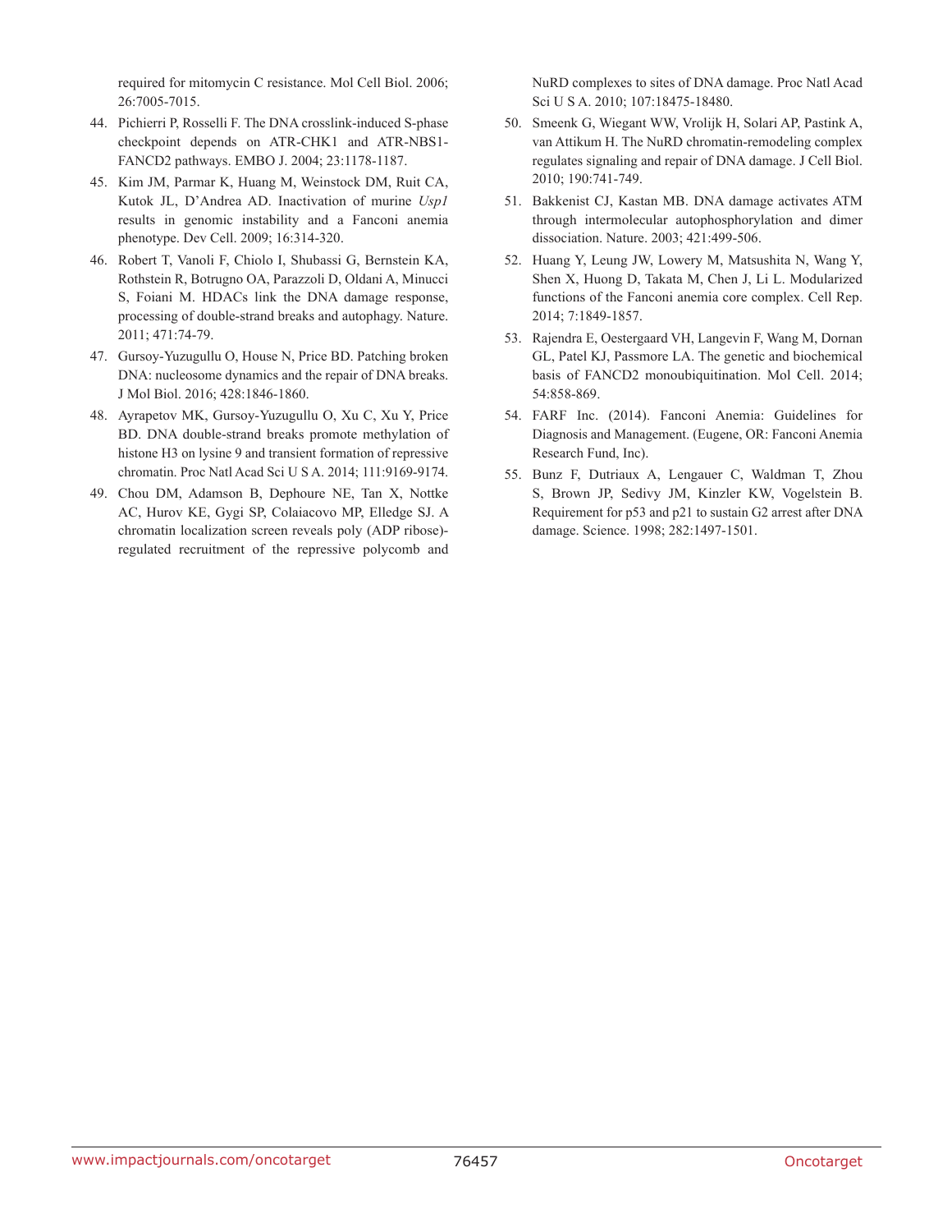required for mitomycin C resistance. Mol Cell Biol. 2006; 26:7005-7015.

44. Pichierri P, Rosselli F. The DNA crosslink-induced S-phase checkpoint depends on ATR-CHK1 and ATR-NBS1-FANCD2 pathways. EMBO J. 2004; 23:1178-1187.
45. Kim JM, Parmar K, Huang M, Weinstock DM, Ruit CA, Kutok JL, D'Andrea AD. Inactivation of murine *Usp1* results in genomic instability and a Fanconi anemia phenotype. Dev Cell. 2009; 16:314-320.
46. Robert T, Vanoli F, Chiolo I, Shubassi G, Bernstein KA, Rothstein R, Botrugno OA, Parazzoli D, Oldani A, Minucci S, Foiani M. HDACs link the DNA damage response, processing of double-strand breaks and autophagy. Nature. 2011; 471:74-79.
47. Gursoy-Yuzugullu O, House N, Price BD. Patching broken DNA: nucleosome dynamics and the repair of DNA breaks. J Mol Biol. 2016; 428:1846-1860.
48. Ayrapetov MK, Gursoy-Yuzugullu O, Xu C, Xu Y, Price BD. DNA double-strand breaks promote methylation of histone H3 on lysine 9 and transient formation of repressive chromatin. Proc Natl Acad Sci U S A. 2014; 111:9169-9174.
49. Chou DM, Adamson B, Dephoure NE, Tan X, Nottke AC, Hurov KE, Gygi SP, Colaiacovo MP, Elledge SJ. A chromatin localization screen reveals poly (ADP ribose)-regulated recruitment of the repressive polycomb and NuRD complexes to sites of DNA damage. Proc Natl Acad Sci U S A. 2010; 107:18475-18480.
50. Smeenk G, Wiegant WW, Vrolijk H, Solari AP, Pastink A, van Attikum H. The NuRD chromatin-remodeling complex regulates signaling and repair of DNA damage. J Cell Biol. 2010; 190:741-749.
51. Bakkenist CJ, Kastan MB. DNA damage activates ATM through intermolecular autophosphorylation and dimer dissociation. Nature. 2003; 421:499-506.
52. Huang Y, Leung JW, Lowery M, Matsushita N, Wang Y, Shen X, Huong D, Takata M, Chen J, Li L. Modularized functions of the Fanconi anemia core complex. Cell Rep. 2014; 7:1849-1857.
53. Rajendra E, Oestergaard VH, Langevin F, Wang M, Dornan GL, Patel KJ, Passmore LA. The genetic and biochemical basis of FANCD2 monoubiquitination. Mol Cell. 2014; 54:858-869.
54. FARF Inc. (2014). Fanconi Anemia: Guidelines for Diagnosis and Management. (Eugene, OR: Fanconi Anemia Research Fund, Inc).
55. Bunz F, Dutriaux A, Lengauer C, Waldman T, Zhou S, Brown JP, Sedivy JM, Kinzler KW, Vogelstein B. Requirement for p53 and p21 to sustain G2 arrest after DNA damage. Science. 1998; 282:1497-1501.